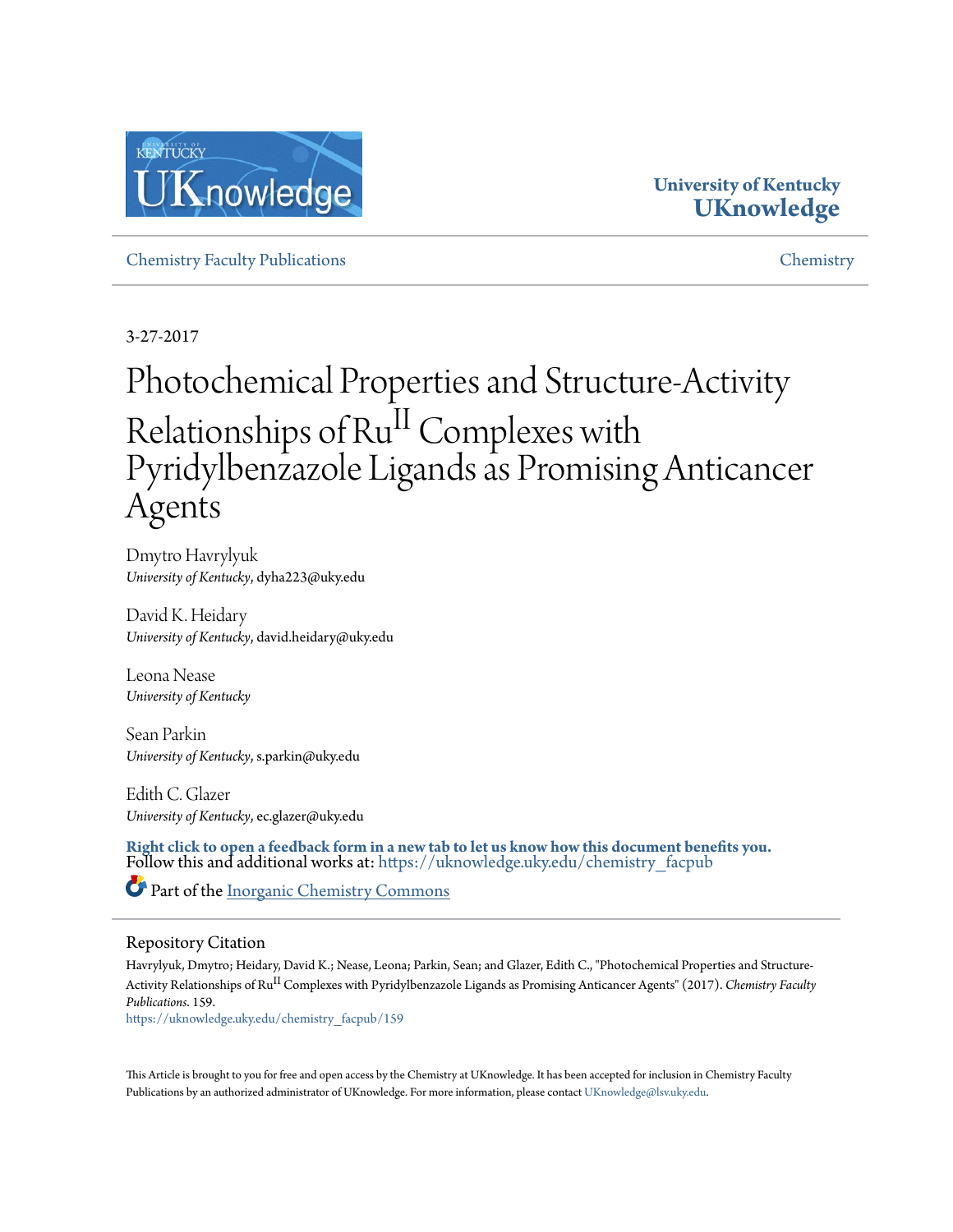University of Kentucky
**UKnowledge**

Chemistry Faculty Publications | Chemistry

3-27-2017

# Photochemical Properties and Structure-Activity Relationships of $Ru^{II}$ Complexes with Pyridylbenzazole Ligands as Promising Anticancer Agents

Dmytro Havrylyuk
*University of Kentucky*, dyha223@uky.edu

David K. Heidary
*University of Kentucky*, david.heidary@uky.edu

Leona Nease
*University of Kentucky*

Sean Parkin
*University of Kentucky*, s.parkin@uky.edu

Edith C. Glazer
*University of Kentucky*, ec.glazer@uky.edu

**Right click to open a feedback form in a new tab to let us know how this document benefits you.**

Follow this and additional works at: https://uknowledge.uky.edu/chemistry_facpub

Part of the Inorganic Chemistry Commons

## Repository Citation

Havrylyuk, Dmytro; Heidary, David K.; Nease, Leona; Parkin, Sean; and Glazer, Edith C., "Photochemical Properties and Structure-Activity Relationships of $Ru^{II}$ Complexes with Pyridylbenzazole Ligands as Promising Anticancer Agents" (2017). *Chemistry Faculty Publications*. 159.
https://uknowledge.uky.edu/chemistry_facpub/159

This Article is brought to you for free and open access by the Chemistry at UKnowledge. It has been accepted for inclusion in Chemistry Faculty Publications by an authorized administrator of UKnowledge. For more information, please contact UKnowledge@lsv.uky.edu.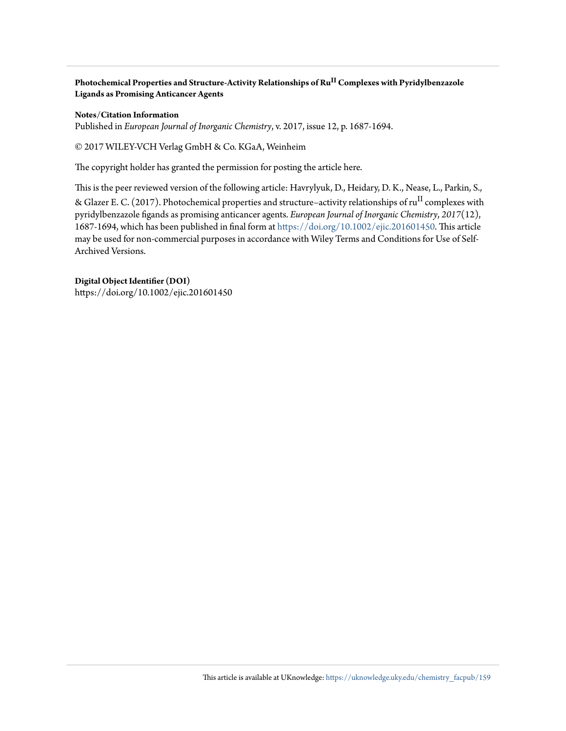**Photochemical Properties and Structure-Activity Relationships of Ru$^{II}$ Complexes with Pyridylbenzazole Ligands as Promising Anticancer Agents**

**Notes/Citation Information**

Published in *European Journal of Inorganic Chemistry*, v. 2017, issue 12, p. 1687-1694.

© 2017 WILEY-VCH Verlag GmbH & Co. KGaA, Weinheim

The copyright holder has granted the permission for posting the article here.

This is the peer reviewed version of the following article: Havrylyuk, D., Heidary, D. K., Nease, L., Parkin, S., & Glazer E. C. (2017). Photochemical properties and structure–activity relationships of ru$^{II}$ complexes with pyridylbenzazole figands as promising anticancer agents. *European Journal of Inorganic Chemistry*, *2017*(12), 1687-1694, which has been published in final form at https://doi.org/10.1002/ejic.201601450. This article may be used for non-commercial purposes in accordance with Wiley Terms and Conditions for Use of Self-Archived Versions.

**Digital Object Identifier (DOI)**

https://doi.org/10.1002/ejic.201601450

This article is available at UKnowledge: https://uknowledge.uky.edu/chemistry_facpub/159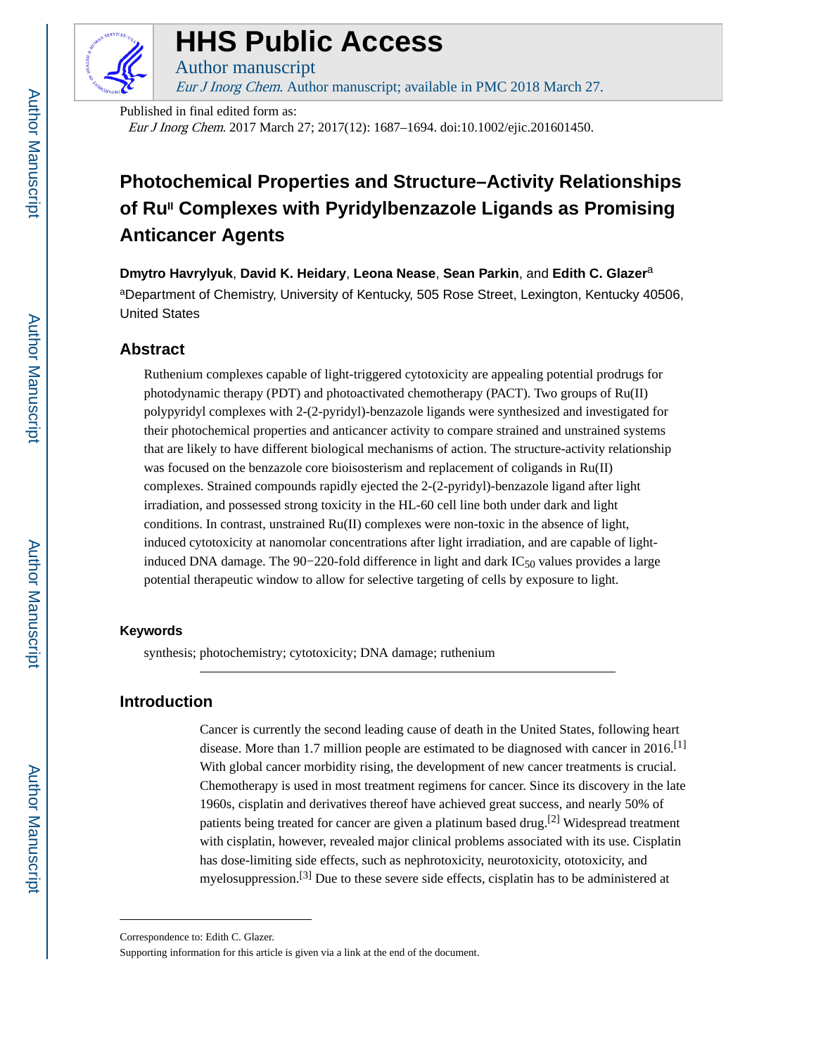Published in final edited form as:

*Eur J Inorg Chem*. 2017 March 27; 2017(12): 1687–1694. doi:10.1002/ejic.201601450.

# Photochemical Properties and Structure–Activity Relationships of Ru[II] Complexes with Pyridylbenzazole Ligands as Promising Anticancer Agents

**Dmytro Havrylyuk**, **David K. Heidary**, **Leona Nease**, **Sean Parkin**, and **Edith C. Glazer**[a]

[a]Department of Chemistry, University of Kentucky, 505 Rose Street, Lexington, Kentucky 40506, United States

## Abstract

Ruthenium complexes capable of light-triggered cytotoxicity are appealing potential prodrugs for photodynamic therapy (PDT) and photoactivated chemotherapy (PACT). Two groups of Ru(II) polypyridyl complexes with 2-(2-pyridyl)-benzazole ligands were synthesized and investigated for their photochemical properties and anticancer activity to compare strained and unstrained systems that are likely to have different biological mechanisms of action. The structure-activity relationship was focused on the benzazole core bioisosterism and replacement of coligands in Ru(II) complexes. Strained compounds rapidly ejected the 2-(2-pyridyl)-benzazole ligand after light irradiation, and possessed strong toxicity in the HL-60 cell line both under dark and light conditions. In contrast, unstrained Ru(II) complexes were non-toxic in the absence of light, induced cytotoxicity at nanomolar concentrations after light irradiation, and are capable of light-induced DNA damage. The 90−220-fold difference in light and dark $IC_{50}$ values provides a large potential therapeutic window to allow for selective targeting of cells by exposure to light.

### Keywords

synthesis; photochemistry; cytotoxicity; DNA damage; ruthenium

## Introduction

Cancer is currently the second leading cause of death in the United States, following heart disease. More than 1.7 million people are estimated to be diagnosed with cancer in 2016.[1] With global cancer morbidity rising, the development of new cancer treatments is crucial. Chemotherapy is used in most treatment regimens for cancer. Since its discovery in the late 1960s, cisplatin and derivatives thereof have achieved great success, and nearly 50% of patients being treated for cancer are given a platinum based drug.[2] Widespread treatment with cisplatin, however, revealed major clinical problems associated with its use. Cisplatin has dose-limiting side effects, such as nephrotoxicity, neurotoxicity, ototoxicity, and myelosuppression.[3] Due to these severe side effects, cisplatin has to be administered at

Correspondence to: Edith C. Glazer.

Supporting information for this article is given via a link at the end of the document.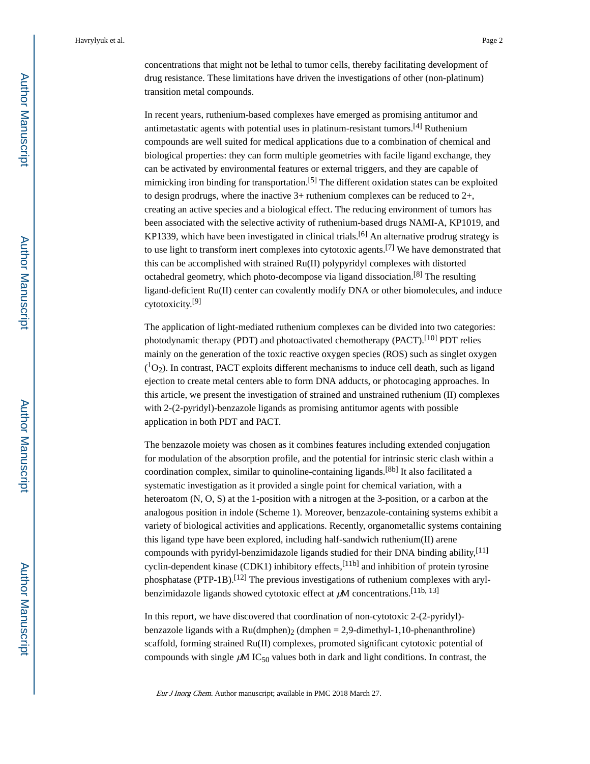concentrations that might not be lethal to tumor cells, thereby facilitating development of drug resistance. These limitations have driven the investigations of other (non-platinum) transition metal compounds.

In recent years, ruthenium-based complexes have emerged as promising antitumor and antimetastatic agents with potential uses in platinum-resistant tumors.[4] Ruthenium compounds are well suited for medical applications due to a combination of chemical and biological properties: they can form multiple geometries with facile ligand exchange, they can be activated by environmental features or external triggers, and they are capable of mimicking iron binding for transportation.[5] The different oxidation states can be exploited to design prodrugs, where the inactive 3+ ruthenium complexes can be reduced to 2+, creating an active species and a biological effect. The reducing environment of tumors has been associated with the selective activity of ruthenium-based drugs NAMI-A, KP1019, and KP1339, which have been investigated in clinical trials.[6] An alternative prodrug strategy is to use light to transform inert complexes into cytotoxic agents.[7] We have demonstrated that this can be accomplished with strained Ru(II) polypyridyl complexes with distorted octahedral geometry, which photo-decompose via ligand dissociation.[8] The resulting ligand-deficient Ru(II) center can covalently modify DNA or other biomolecules, and induce cytotoxicity.[9]

The application of light-mediated ruthenium complexes can be divided into two categories: photodynamic therapy (PDT) and photoactivated chemotherapy (PACT).[10] PDT relies mainly on the generation of the toxic reactive oxygen species (ROS) such as singlet oxygen ($^1O_2$). In contrast, PACT exploits different mechanisms to induce cell death, such as ligand ejection to create metal centers able to form DNA adducts, or photocaging approaches. In this article, we present the investigation of strained and unstrained ruthenium (II) complexes with 2-(2-pyridyl)-benzazole ligands as promising antitumor agents with possible application in both PDT and PACT.

The benzazole moiety was chosen as it combines features including extended conjugation for modulation of the absorption profile, and the potential for intrinsic steric clash within a coordination complex, similar to quinoline-containing ligands.[8b] It also facilitated a systematic investigation as it provided a single point for chemical variation, with a heteroatom (N, O, S) at the 1-position with a nitrogen at the 3-position, or a carbon at the analogous position in indole (Scheme 1). Moreover, benzazole-containing systems exhibit a variety of biological activities and applications. Recently, organometallic systems containing this ligand type have been explored, including half-sandwich ruthenium(II) arene compounds with pyridyl-benzimidazole ligands studied for their DNA binding ability,[11] cyclin-dependent kinase (CDK1) inhibitory effects,[11b] and inhibition of protein tyrosine phosphatase (PTP-1B).[12] The previous investigations of ruthenium complexes with aryl-benzimidazole ligands showed cytotoxic effect at $\mu$M concentrations.[11b, 13]

In this report, we have discovered that coordination of non-cytotoxic 2-(2-pyridyl)-benzazole ligands with a $Ru(dmphen)_2$ (dmphen = 2,9-dimethyl-1,10-phenanthroline) scaffold, forming strained Ru(II) complexes, promoted significant cytotoxic potential of compounds with single $\mu$M $IC_{50}$ values both in dark and light conditions. In contrast, the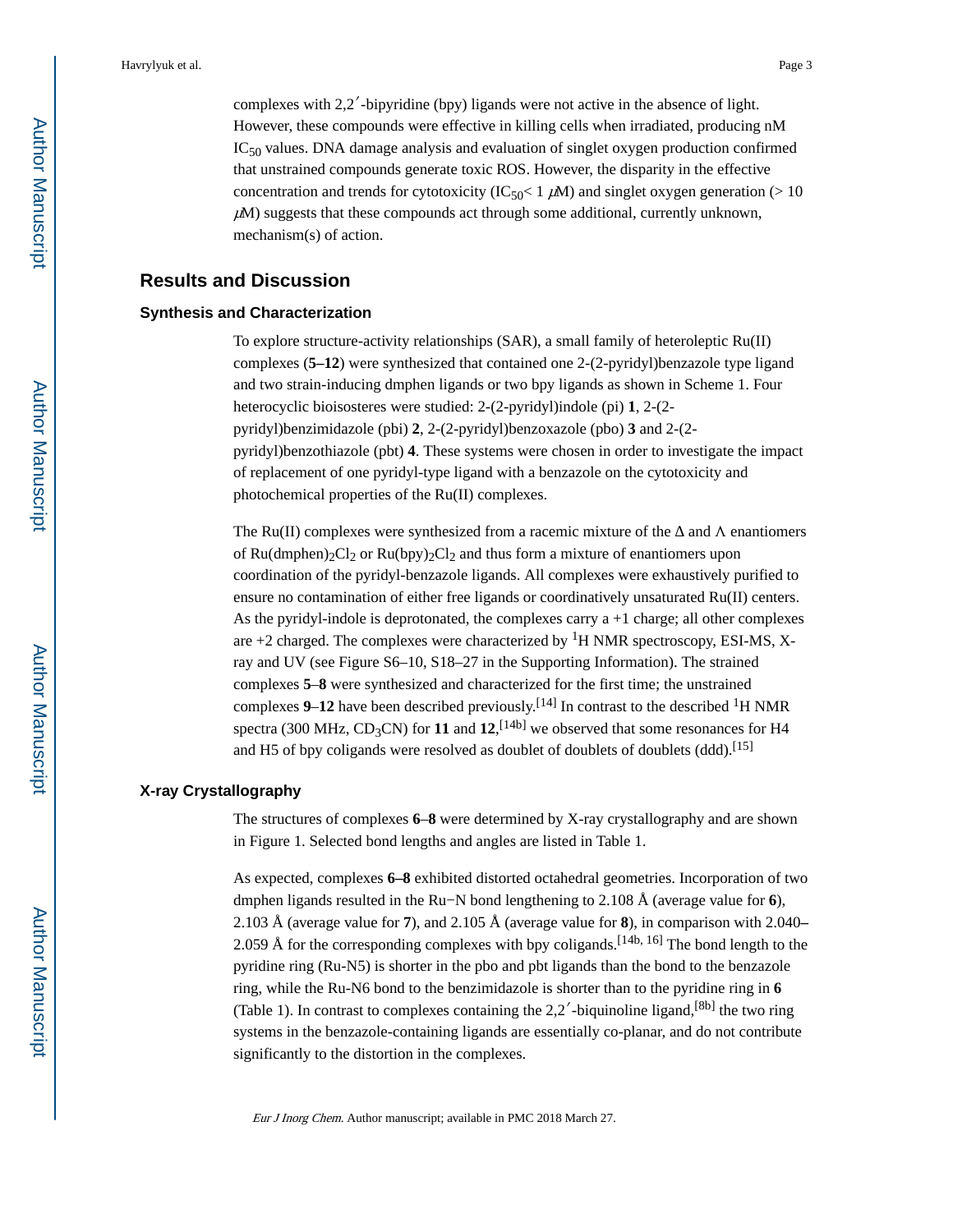complexes with 2,2′-bipyridine (bpy) ligands were not active in the absence of light. However, these compounds were effective in killing cells when irradiated, producing nM $IC_{50}$ values. DNA damage analysis and evaluation of singlet oxygen production confirmed that unstrained compounds generate toxic ROS. However, the disparity in the effective concentration and trends for cytotoxicity ($IC_{50}$< 1 $\mu$M) and singlet oxygen generation (> 10 $\mu$M) suggests that these compounds act through some additional, currently unknown, mechanism(s) of action.

## Results and Discussion

### Synthesis and Characterization

To explore structure-activity relationships (SAR), a small family of heteroleptic Ru(II) complexes (**5–12**) were synthesized that contained one 2-(2-pyridyl)benzazole type ligand and two strain-inducing dmphen ligands or two bpy ligands as shown in Scheme 1. Four heterocyclic bioisosteres were studied: 2-(2-pyridyl)indole (pi) **1**, 2-(2-pyridyl)benzimidazole (pbi) **2**, 2-(2-pyridyl)benzoxazole (pbo) **3** and 2-(2-pyridyl)benzothiazole (pbt) **4**. These systems were chosen in order to investigate the impact of replacement of one pyridyl-type ligand with a benzazole on the cytotoxicity and photochemical properties of the Ru(II) complexes.

The Ru(II) complexes were synthesized from a racemic mixture of the Δ and Λ enantiomers of $Ru(dmphen)_2Cl_2$ or $Ru(bpy)_2Cl_2$ and thus form a mixture of enantiomers upon coordination of the pyridyl-benzazole ligands. All complexes were exhaustively purified to ensure no contamination of either free ligands or coordinatively unsaturated Ru(II) centers. As the pyridyl-indole is deprotonated, the complexes carry a +1 charge; all other complexes are +2 charged. The complexes were characterized by $^{1}H$ NMR spectroscopy, ESI-MS, X-ray and UV (see Figure S6–10, S18–27 in the Supporting Information). The strained complexes **5**–**8** were synthesized and characterized for the first time; the unstrained complexes **9**–**12** have been described previously.[14] In contrast to the described $^{1}H$ NMR spectra (300 MHz, $CD_3CN$) for **11** and **12**,[14b] we observed that some resonances for H4 and H5 of bpy coligands were resolved as doublet of doublets of doublets (ddd).[15]

### X-ray Crystallography

The structures of complexes **6**–**8** were determined by X-ray crystallography and are shown in Figure 1. Selected bond lengths and angles are listed in Table 1.

As expected, complexes **6–8** exhibited distorted octahedral geometries. Incorporation of two dmphen ligands resulted in the Ru−N bond lengthening to 2.108 Å (average value for **6**), 2.103 Å (average value for **7**), and 2.105 Å (average value for **8**), in comparison with 2.040–2.059 Å for the corresponding complexes with bpy coligands.[14b, 16] The bond length to the pyridine ring (Ru-N5) is shorter in the pbo and pbt ligands than the bond to the benzazole ring, while the Ru-N6 bond to the benzimidazole is shorter than to the pyridine ring in **6** (Table 1). In contrast to complexes containing the 2,2′-biquinoline ligand,[8b] the two ring systems in the benzazole-containing ligands are essentially co-planar, and do not contribute significantly to the distortion in the complexes.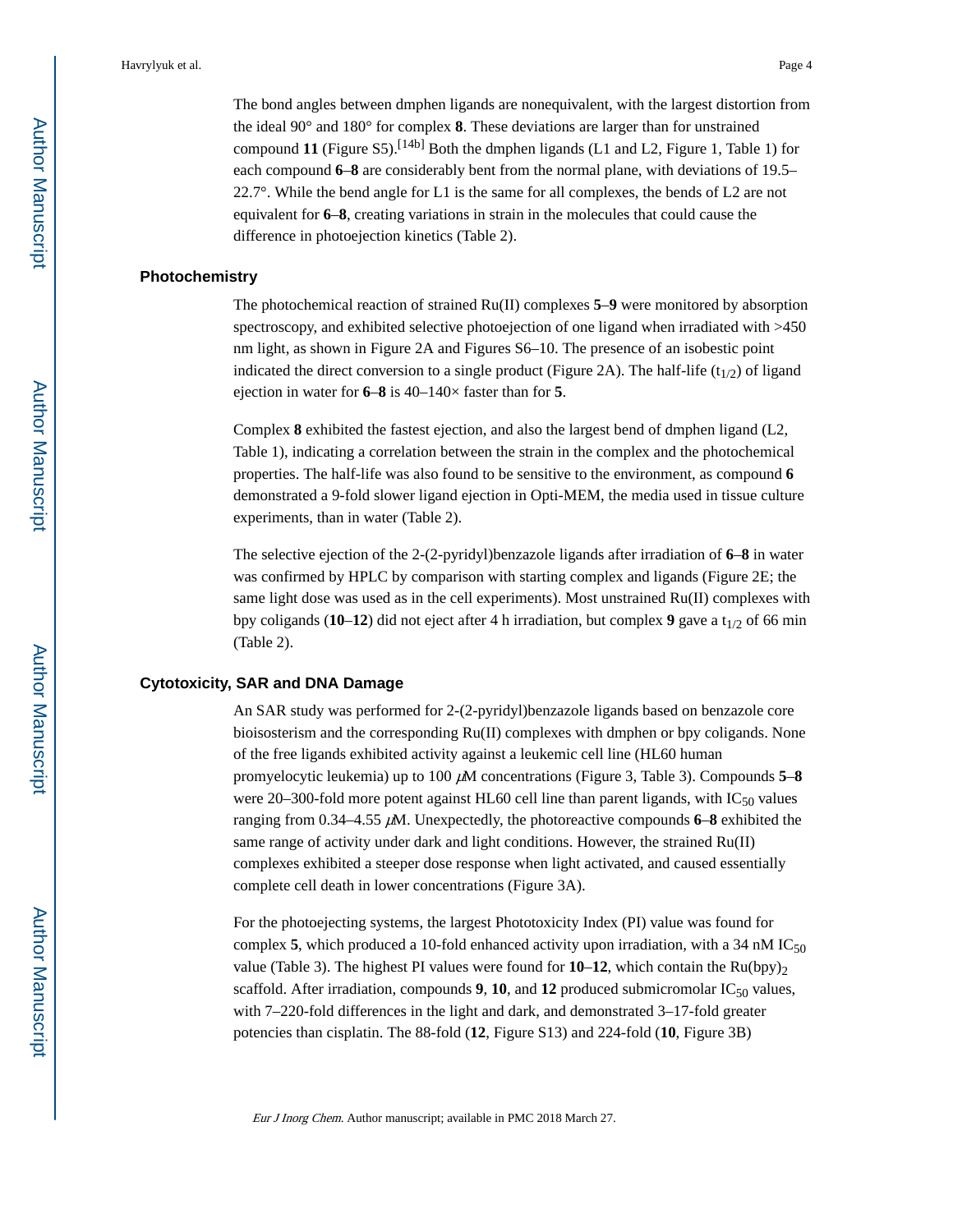The bond angles between dmphen ligands are nonequivalent, with the largest distortion from the ideal 90° and 180° for complex **8**. These deviations are larger than for unstrained compound **11** (Figure S5).[14b] Both the dmphen ligands (L1 and L2, Figure 1, Table 1) for each compound **6**–**8** are considerably bent from the normal plane, with deviations of 19.5–22.7°. While the bend angle for L1 is the same for all complexes, the bends of L2 are not equivalent for **6**–**8**, creating variations in strain in the molecules that could cause the difference in photoejection kinetics (Table 2).

## Photochemistry

The photochemical reaction of strained Ru(II) complexes **5**–**9** were monitored by absorption spectroscopy, and exhibited selective photoejection of one ligand when irradiated with >450 nm light, as shown in Figure 2A and Figures S6–10. The presence of an isobestic point indicated the direct conversion to a single product (Figure 2A). The half-life ($t_{1/2}$) of ligand ejection in water for **6**–**8** is 40–140× faster than for **5**.

Complex **8** exhibited the fastest ejection, and also the largest bend of dmphen ligand (L2, Table 1), indicating a correlation between the strain in the complex and the photochemical properties. The half-life was also found to be sensitive to the environment, as compound **6** demonstrated a 9-fold slower ligand ejection in Opti-MEM, the media used in tissue culture experiments, than in water (Table 2).

The selective ejection of the 2-(2-pyridyl)benzazole ligands after irradiation of **6**–**8** in water was confirmed by HPLC by comparison with starting complex and ligands (Figure 2E; the same light dose was used as in the cell experiments). Most unstrained Ru(II) complexes with bpy coligands (**10**–**12**) did not eject after 4 h irradiation, but complex **9** gave a $t_{1/2}$ of 66 min (Table 2).

## Cytotoxicity, SAR and DNA Damage

An SAR study was performed for 2-(2-pyridyl)benzazole ligands based on benzazole core bioisosterism and the corresponding Ru(II) complexes with dmphen or bpy coligands. None of the free ligands exhibited activity against a leukemic cell line (HL60 human promyelocytic leukemia) up to 100 *μ*M concentrations (Figure 3, Table 3). Compounds **5**–**8** were 20–300-fold more potent against HL60 cell line than parent ligands, with $IC_{50}$ values ranging from 0.34–4.55 *μ*M. Unexpectedly, the photoreactive compounds **6**–**8** exhibited the same range of activity under dark and light conditions. However, the strained Ru(II) complexes exhibited a steeper dose response when light activated, and caused essentially complete cell death in lower concentrations (Figure 3A).

For the photoejecting systems, the largest Phototoxicity Index (PI) value was found for complex **5**, which produced a 10-fold enhanced activity upon irradiation, with a 34 nM $IC_{50}$ value (Table 3). The highest PI values were found for **10**–**12**, which contain the $Ru(bpy)_2$ scaffold. After irradiation, compounds **9**, **10**, and **12** produced submicromolar $IC_{50}$ values, with 7–220-fold differences in the light and dark, and demonstrated 3–17-fold greater potencies than cisplatin. The 88-fold (**12**, Figure S13) and 224-fold (**10**, Figure 3B)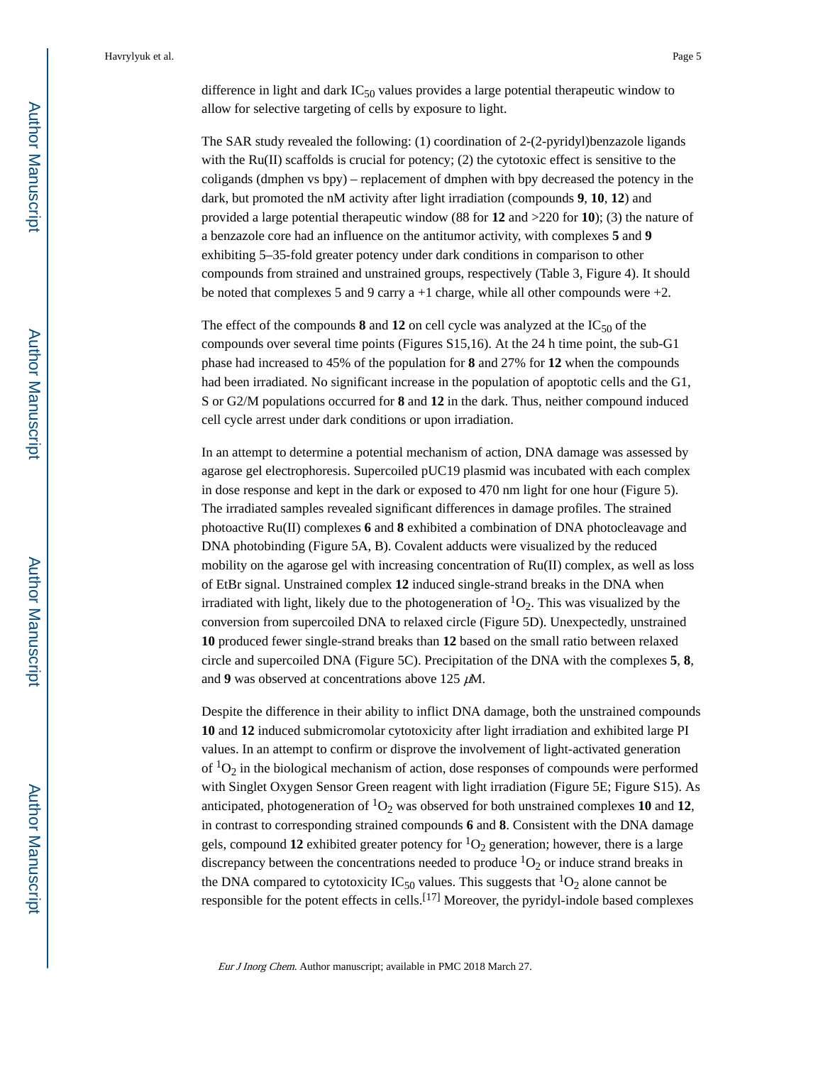difference in light and dark $IC_{50}$ values provides a large potential therapeutic window to allow for selective targeting of cells by exposure to light.

The SAR study revealed the following: (1) coordination of 2-(2-pyridyl)benzazole ligands with the Ru(II) scaffolds is crucial for potency; (2) the cytotoxic effect is sensitive to the coligands (dmphen vs bpy) – replacement of dmphen with bpy decreased the potency in the dark, but promoted the nM activity after light irradiation (compounds **9**, **10**, **12**) and provided a large potential therapeutic window (88 for **12** and >220 for **10**); (3) the nature of a benzazole core had an influence on the antitumor activity, with complexes **5** and **9** exhibiting 5–35-fold greater potency under dark conditions in comparison to other compounds from strained and unstrained groups, respectively (Table 3, Figure 4). It should be noted that complexes 5 and 9 carry a +1 charge, while all other compounds were +2.

The effect of the compounds **8** and **12** on cell cycle was analyzed at the $IC_{50}$ of the compounds over several time points (Figures S15,16). At the 24 h time point, the sub-G1 phase had increased to 45% of the population for **8** and 27% for **12** when the compounds had been irradiated. No significant increase in the population of apoptotic cells and the G1, S or G2/M populations occurred for **8** and **12** in the dark. Thus, neither compound induced cell cycle arrest under dark conditions or upon irradiation.

In an attempt to determine a potential mechanism of action, DNA damage was assessed by agarose gel electrophoresis. Supercoiled pUC19 plasmid was incubated with each complex in dose response and kept in the dark or exposed to 470 nm light for one hour (Figure 5). The irradiated samples revealed significant differences in damage profiles. The strained photoactive Ru(II) complexes **6** and **8** exhibited a combination of DNA photocleavage and DNA photobinding (Figure 5A, B). Covalent adducts were visualized by the reduced mobility on the agarose gel with increasing concentration of Ru(II) complex, as well as loss of EtBr signal. Unstrained complex **12** induced single-strand breaks in the DNA when irradiated with light, likely due to the photogeneration of $^1O_2$. This was visualized by the conversion from supercoiled DNA to relaxed circle (Figure 5D). Unexpectedly, unstrained **10** produced fewer single-strand breaks than **12** based on the small ratio between relaxed circle and supercoiled DNA (Figure 5C). Precipitation of the DNA with the complexes **5**, **8**, and **9** was observed at concentrations above 125 $\mu$M.

Despite the difference in their ability to inflict DNA damage, both the unstrained compounds **10** and **12** induced submicromolar cytotoxicity after light irradiation and exhibited large PI values. In an attempt to confirm or disprove the involvement of light-activated generation of $^1O_2$ in the biological mechanism of action, dose responses of compounds were performed with Singlet Oxygen Sensor Green reagent with light irradiation (Figure 5E; Figure S15). As anticipated, photogeneration of $^1O_2$ was observed for both unstrained complexes **10** and **12**, in contrast to corresponding strained compounds **6** and **8**. Consistent with the DNA damage gels, compound **12** exhibited greater potency for $^1O_2$ generation; however, there is a large discrepancy between the concentrations needed to produce $^1O_2$ or induce strand breaks in the DNA compared to cytotoxicity $IC_{50}$ values. This suggests that $^1O_2$ alone cannot be responsible for the potent effects in cells.[17] Moreover, the pyridyl-indole based complexes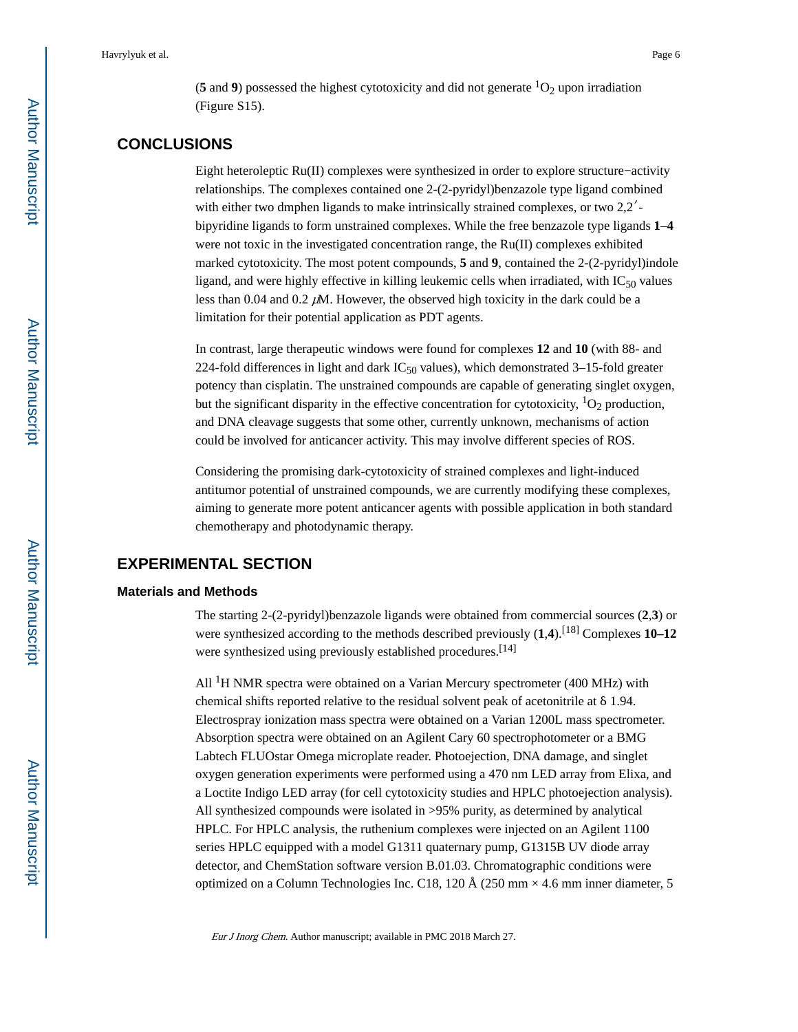(**5** and **9**) possessed the highest cytotoxicity and did not generate $^1O_2$ upon irradiation (Figure S15).

## CONCLUSIONS

Eight heteroleptic Ru(II) complexes were synthesized in order to explore structure−activity relationships. The complexes contained one 2-(2-pyridyl)benzazole type ligand combined with either two dmphen ligands to make intrinsically strained complexes, or two 2,2′-bipyridine ligands to form unstrained complexes. While the free benzazole type ligands **1**–**4** were not toxic in the investigated concentration range, the Ru(II) complexes exhibited marked cytotoxicity. The most potent compounds, **5** and **9**, contained the 2-(2-pyridyl)indole ligand, and were highly effective in killing leukemic cells when irradiated, with $IC_{50}$ values less than 0.04 and 0.2 $\mu$M. However, the observed high toxicity in the dark could be a limitation for their potential application as PDT agents.

In contrast, large therapeutic windows were found for complexes **12** and **10** (with 88- and 224-fold differences in light and dark $IC_{50}$ values), which demonstrated 3–15-fold greater potency than cisplatin. The unstrained compounds are capable of generating singlet oxygen, but the significant disparity in the effective concentration for cytotoxicity, $^1O_2$ production, and DNA cleavage suggests that some other, currently unknown, mechanisms of action could be involved for anticancer activity. This may involve different species of ROS.

Considering the promising dark-cytotoxicity of strained complexes and light-induced antitumor potential of unstrained compounds, we are currently modifying these complexes, aiming to generate more potent anticancer agents with possible application in both standard chemotherapy and photodynamic therapy.

## EXPERIMENTAL SECTION

### Materials and Methods

The starting 2-(2-pyridyl)benzazole ligands were obtained from commercial sources (**2**,**3**) or were synthesized according to the methods described previously (**1**,**4**).[18] Complexes **10–12** were synthesized using previously established procedures.[14]

All $^1$H NMR spectra were obtained on a Varian Mercury spectrometer (400 MHz) with chemical shifts reported relative to the residual solvent peak of acetonitrile at δ 1.94. Electrospray ionization mass spectra were obtained on a Varian 1200L mass spectrometer. Absorption spectra were obtained on an Agilent Cary 60 spectrophotometer or a BMG Labtech FLUOstar Omega microplate reader. Photoejection, DNA damage, and singlet oxygen generation experiments were performed using a 470 nm LED array from Elixa, and a Loctite Indigo LED array (for cell cytotoxicity studies and HPLC photoejection analysis). All synthesized compounds were isolated in >95% purity, as determined by analytical HPLC. For HPLC analysis, the ruthenium complexes were injected on an Agilent 1100 series HPLC equipped with a model G1311 quaternary pump, G1315B UV diode array detector, and ChemStation software version B.01.03. Chromatographic conditions were optimized on a Column Technologies Inc. C18, 120 Å (250 mm × 4.6 mm inner diameter, 5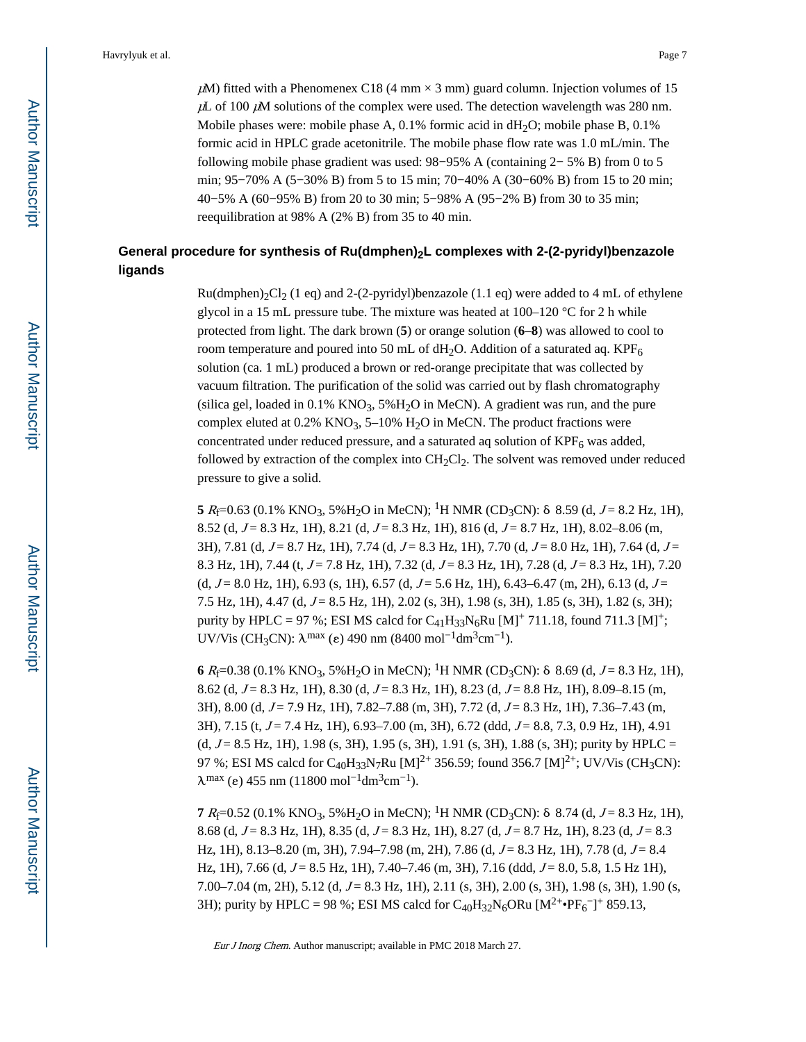μM) fitted with a Phenomenex C18 (4 mm × 3 mm) guard column. Injection volumes of 15 μL of 100 μM solutions of the complex were used. The detection wavelength was 280 nm. Mobile phases were: mobile phase A, 0.1% formic acid in $dH_2O$; mobile phase B, 0.1% formic acid in HPLC grade acetonitrile. The mobile phase flow rate was 1.0 mL/min. The following mobile phase gradient was used: 98−95% A (containing 2− 5% B) from 0 to 5 min; 95−70% A (5−30% B) from 5 to 15 min; 70−40% A (30−60% B) from 15 to 20 min; 40−5% A (60−95% B) from 20 to 30 min; 5−98% A (95−2% B) from 30 to 35 min; reequilibration at 98% A (2% B) from 35 to 40 min.

## General procedure for synthesis of $Ru(dmphen)_2L$ complexes with 2-(2-pyridyl)benzazole ligands

$Ru(dmphen)_2Cl_2$ (1 eq) and 2-(2-pyridyl)benzazole (1.1 eq) were added to 4 mL of ethylene glycol in a 15 mL pressure tube. The mixture was heated at 100–120 °C for 2 h while protected from light. The dark brown (**5**) or orange solution (**6**–**8**) was allowed to cool to room temperature and poured into 50 mL of $dH_2O$. Addition of a saturated aq. $KPF_6$ solution (ca. 1 mL) produced a brown or red-orange precipitate that was collected by vacuum filtration. The purification of the solid was carried out by flash chromatography (silica gel, loaded in 0.1% $KNO_3$, 5%$H_2O$ in MeCN). A gradient was run, and the pure complex eluted at 0.2% $KNO_3$, 5–10% $H_2O$ in MeCN. The product fractions were concentrated under reduced pressure, and a saturated aq solution of $KPF_6$ was added, followed by extraction of the complex into $CH_2Cl_2$. The solvent was removed under reduced pressure to give a solid.

**5** $R_f$=0.63 (0.1% $KNO_3$, 5%$H_2O$ in MeCN); $^1H$ NMR ($CD_3CN$): δ 8.59 (d, *J* = 8.2 Hz, 1H), 8.52 (d, *J* = 8.3 Hz, 1H), 8.21 (d, *J* = 8.3 Hz, 1H), 816 (d, *J* = 8.7 Hz, 1H), 8.02–8.06 (m, 3H), 7.81 (d, *J* = 8.7 Hz, 1H), 7.74 (d, *J* = 8.3 Hz, 1H), 7.70 (d, *J* = 8.0 Hz, 1H), 7.64 (d, *J* = 8.3 Hz, 1H), 7.44 (t, *J* = 7.8 Hz, 1H), 7.32 (d, *J* = 8.3 Hz, 1H), 7.28 (d, *J* = 8.3 Hz, 1H), 7.20 (d, *J* = 8.0 Hz, 1H), 6.93 (s, 1H), 6.57 (d, *J* = 5.6 Hz, 1H), 6.43–6.47 (m, 2H), 6.13 (d, *J* = 7.5 Hz, 1H), 4.47 (d, *J* = 8.5 Hz, 1H), 2.02 (s, 3H), 1.98 (s, 3H), 1.85 (s, 3H), 1.82 (s, 3H); purity by HPLC = 97 %; ESI MS calcd for $C_{41}H_{33}N_6Ru$ $[M]^+$ 711.18, found 711.3 $[M]^+$; UV/Vis ($CH_3CN$): $\lambda^{max}$ (ε) 490 nm (8400 $mol^{-1}dm^3cm^{-1}$).

**6** $R_f$=0.38 (0.1% $KNO_3$, 5%$H_2O$ in MeCN); $^1H$ NMR ($CD_3CN$): δ 8.69 (d, *J* = 8.3 Hz, 1H), 8.62 (d, *J* = 8.3 Hz, 1H), 8.30 (d, *J* = 8.3 Hz, 1H), 8.23 (d, *J* = 8.8 Hz, 1H), 8.09–8.15 (m, 3H), 8.00 (d, *J* = 7.9 Hz, 1H), 7.82–7.88 (m, 3H), 7.72 (d, *J* = 8.3 Hz, 1H), 7.36–7.43 (m, 3H), 7.15 (t, *J* = 7.4 Hz, 1H), 6.93–7.00 (m, 3H), 6.72 (ddd, *J* = 8.8, 7.3, 0.9 Hz, 1H), 4.91 (d, *J* = 8.5 Hz, 1H), 1.98 (s, 3H), 1.95 (s, 3H), 1.91 (s, 3H), 1.88 (s, 3H); purity by HPLC = 97 %; ESI MS calcd for $C_{40}H_{33}N_7Ru$ $[M]^{2+}$ 356.59; found 356.7 $[M]^{2+}$; UV/Vis ($CH_3CN$): $\lambda^{max}$ (ε) 455 nm (11800 $mol^{-1}dm^3cm^{-1}$).

**7** $R_f$=0.52 (0.1% $KNO_3$, 5%$H_2O$ in MeCN); $^1H$ NMR ($CD_3CN$): δ 8.74 (d, *J* = 8.3 Hz, 1H), 8.68 (d, *J* = 8.3 Hz, 1H), 8.35 (d, *J* = 8.3 Hz, 1H), 8.27 (d, *J* = 8.7 Hz, 1H), 8.23 (d, *J* = 8.3 Hz, 1H), 8.13–8.20 (m, 3H), 7.94–7.98 (m, 2H), 7.86 (d, *J* = 8.3 Hz, 1H), 7.78 (d, *J* = 8.4 Hz, 1H), 7.66 (d, *J* = 8.5 Hz, 1H), 7.40–7.46 (m, 3H), 7.16 (ddd, *J* = 8.0, 5.8, 1.5 Hz 1H), 7.00–7.04 (m, 2H), 5.12 (d, *J* = 8.3 Hz, 1H), 2.11 (s, 3H), 2.00 (s, 3H), 1.98 (s, 3H), 1.90 (s, 3H); purity by HPLC = 98 %; ESI MS calcd for $C_{40}H_{32}N_6ORu$ $[M^{2+}\bullet PF_6^-]^+$ 859.13,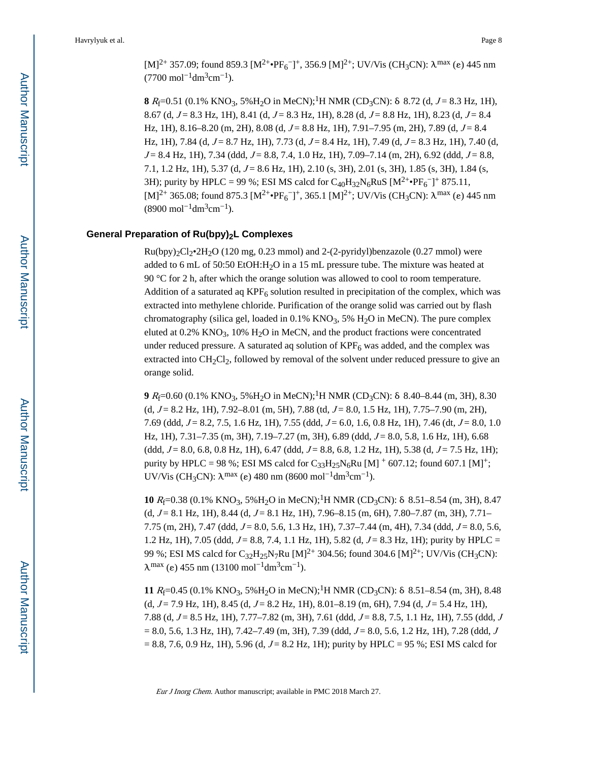$[M]^{2+}$ 357.09; found 859.3 $[M^{2+}•PF_6^-]^+$, 356.9 $[M]^{2+}$; UV/Vis ($CH_3CN$): $\lambda^{max}$ ($\varepsilon$) 445 nm (7700 $mol^{-1}dm^3cm^{-1}$).

**8** $R_f$=0.51 (0.1% $KNO_3$, 5%$H_2O$ in MeCN);$^1$H NMR ($CD_3CN$): δ 8.72 (d, *J* = 8.3 Hz, 1H), 8.67 (d, *J* = 8.3 Hz, 1H), 8.41 (d, *J* = 8.3 Hz, 1H), 8.28 (d, *J* = 8.8 Hz, 1H), 8.23 (d, *J* = 8.4 Hz, 1H), 8.16–8.20 (m, 2H), 8.08 (d, *J* = 8.8 Hz, 1H), 7.91–7.95 (m, 2H), 7.89 (d, *J* = 8.4 Hz, 1H), 7.84 (d, *J* = 8.7 Hz, 1H), 7.73 (d, *J* = 8.4 Hz, 1H), 7.49 (d, *J* = 8.3 Hz, 1H), 7.40 (d, *J* = 8.4 Hz, 1H), 7.34 (ddd, *J* = 8.8, 7.4, 1.0 Hz, 1H), 7.09–7.14 (m, 2H), 6.92 (ddd, *J* = 8.8, 7.1, 1.2 Hz, 1H), 5.37 (d, *J* = 8.6 Hz, 1H), 2.10 (s, 3H), 2.01 (s, 3H), 1.85 (s, 3H), 1.84 (s, 3H); purity by HPLC = 99 %; ESI MS calcd for $C_{40}H_{32}N_6RuS$ $[M^{2+}•PF_6^-]^+$ 875.11, $[M]^{2+}$ 365.08; found 875.3 $[M^{2+}•PF_6^-]^+$, 365.1 $[M]^{2+}$; UV/Vis ($CH_3CN$): $\lambda^{max}$ ($\varepsilon$) 445 nm (8900 $mol^{-1}dm^3cm^{-1}$).

### General Preparation of $Ru(bpy)_2L$ Complexes

$Ru(bpy)_2Cl_2•2H_2O$ (120 mg, 0.23 mmol) and 2-(2-pyridyl)benzazole (0.27 mmol) were added to 6 mL of 50:50 EtOH:$H_2O$ in a 15 mL pressure tube. The mixture was heated at 90 °C for 2 h, after which the orange solution was allowed to cool to room temperature. Addition of a saturated aq $KPF_6$ solution resulted in precipitation of the complex, which was extracted into methylene chloride. Purification of the orange solid was carried out by flash chromatography (silica gel, loaded in 0.1% $KNO_3$, 5% $H_2O$ in MeCN). The pure complex eluted at 0.2% $KNO_3$, 10% $H_2O$ in MeCN, and the product fractions were concentrated under reduced pressure. A saturated aq solution of $KPF_6$ was added, and the complex was extracted into $CH_2Cl_2$, followed by removal of the solvent under reduced pressure to give an orange solid.

**9** $R_f$=0.60 (0.1% $KNO_3$, 5%$H_2O$ in MeCN);$^1$H NMR ($CD_3CN$): δ 8.40–8.44 (m, 3H), 8.30 (d, *J* = 8.2 Hz, 1H), 7.92–8.01 (m, 5H), 7.88 (td, *J* = 8.0, 1.5 Hz, 1H), 7.75–7.90 (m, 2H), 7.69 (ddd, *J* = 8.2, 7.5, 1.6 Hz, 1H), 7.55 (ddd, *J* = 6.0, 1.6, 0.8 Hz, 1H), 7.46 (dt, *J* = 8.0, 1.0 Hz, 1H), 7.31–7.35 (m, 3H), 7.19–7.27 (m, 3H), 6.89 (ddd, *J* = 8.0, 5.8, 1.6 Hz, 1H), 6.68 (ddd, *J* = 8.0, 6.8, 0.8 Hz, 1H), 6.47 (ddd, *J* = 8.8, 6.8, 1.2 Hz, 1H), 5.38 (d, *J* = 7.5 Hz, 1H); purity by HPLC = 98 %; ESI MS calcd for $C_{33}H_{25}N_6Ru$ $[M]^+$ 607.12; found 607.1 $[M]^+$; UV/Vis ($CH_3CN$): $\lambda^{max}$ ($\varepsilon$) 480 nm (8600 $mol^{-1}dm^3cm^{-1}$).

**10** $R_f$=0.38 (0.1% $KNO_3$, 5%$H_2O$ in MeCN);$^1$H NMR ($CD_3CN$): δ 8.51–8.54 (m, 3H), 8.47 (d, *J* = 8.1 Hz, 1H), 8.44 (d, *J* = 8.1 Hz, 1H), 7.96–8.15 (m, 6H), 7.80–7.87 (m, 3H), 7.71–7.75 (m, 2H), 7.47 (ddd, *J* = 8.0, 5.6, 1.3 Hz, 1H), 7.37–7.44 (m, 4H), 7.34 (ddd, *J* = 8.0, 5.6, 1.2 Hz, 1H), 7.05 (ddd, *J* = 8.8, 7.4, 1.1 Hz, 1H), 5.82 (d, *J* = 8.3 Hz, 1H); purity by HPLC = 99 %; ESI MS calcd for $C_{32}H_{25}N_7Ru$ $[M]^{2+}$ 304.56; found 304.6 $[M]^{2+}$; UV/Vis ($CH_3CN$): $\lambda^{max}$ ($\varepsilon$) 455 nm (13100 $mol^{-1}dm^3cm^{-1}$).

**11** $R_f$=0.45 (0.1% $KNO_3$, 5%$H_2O$ in MeCN);$^1$H NMR ($CD_3CN$): δ 8.51–8.54 (m, 3H), 8.48 (d, *J* = 7.9 Hz, 1H), 8.45 (d, *J* = 8.2 Hz, 1H), 8.01–8.19 (m, 6H), 7.94 (d, *J* = 5.4 Hz, 1H), 7.88 (d, *J* = 8.5 Hz, 1H), 7.77–7.82 (m, 3H), 7.61 (ddd, *J* = 8.8, 7.5, 1.1 Hz, 1H), 7.55 (ddd, *J* = 8.0, 5.6, 1.3 Hz, 1H), 7.42–7.49 (m, 3H), 7.39 (ddd, *J* = 8.0, 5.6, 1.2 Hz, 1H), 7.28 (ddd, *J* = 8.8, 7.6, 0.9 Hz, 1H), 5.96 (d, *J* = 8.2 Hz, 1H); purity by HPLC = 95 %; ESI MS calcd for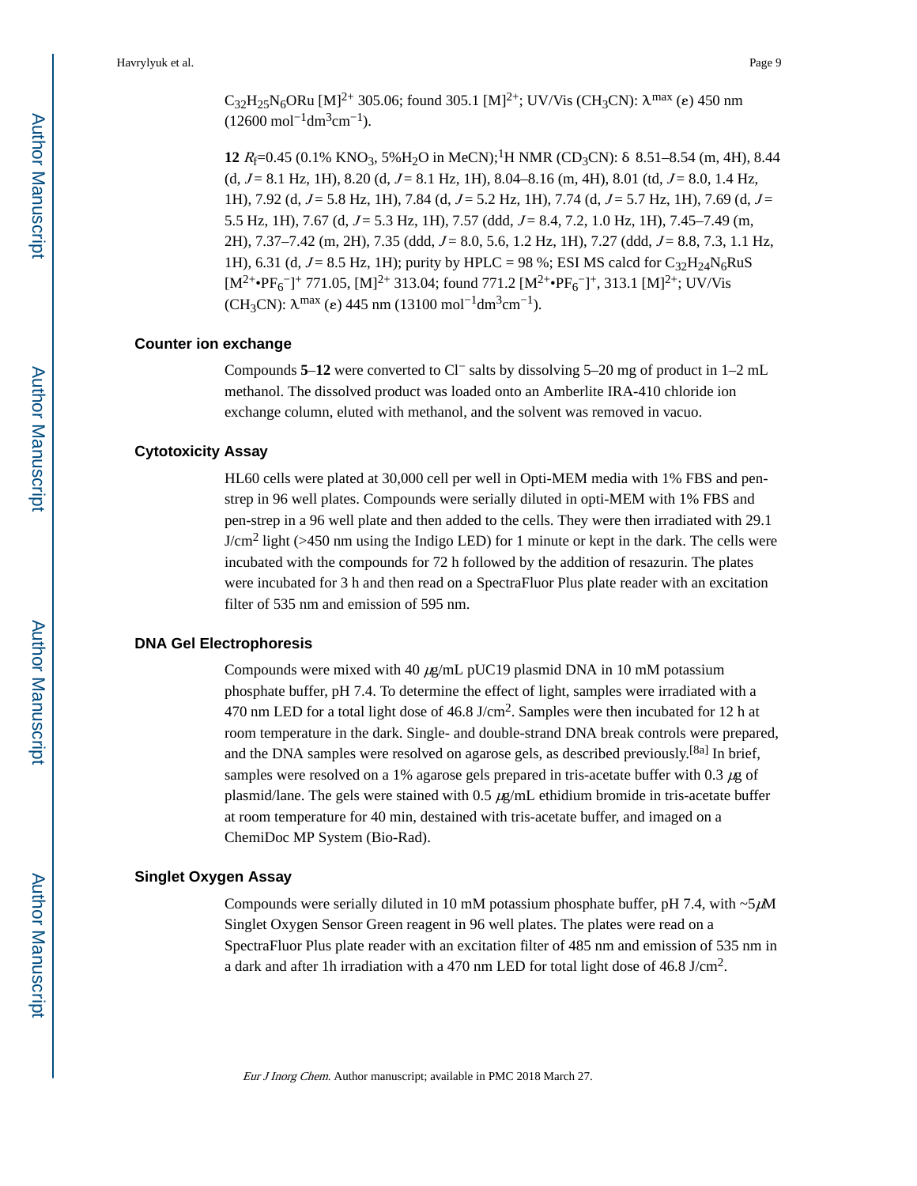$C_{32}H_{25}N_6ORu$ $[M]^{2+}$ 305.06; found 305.1 $[M]^{2+}$; UV/Vis ($CH_3CN$): $\lambda^{max}$ ($\varepsilon$) 450 nm (12600 $mol^{-1}dm^3cm^{-1}$).

**12** $R_f$=0.45 (0.1% $KNO_3$, 5%$H_2O$ in MeCN);$^1$H NMR ($CD_3CN$): δ 8.51–8.54 (m, 4H), 8.44 (d, *J* = 8.1 Hz, 1H), 8.20 (d, *J* = 8.1 Hz, 1H), 8.04–8.16 (m, 4H), 8.01 (td, *J* = 8.0, 1.4 Hz, 1H), 7.92 (d, *J* = 5.8 Hz, 1H), 7.84 (d, *J* = 5.2 Hz, 1H), 7.74 (d, *J* = 5.7 Hz, 1H), 7.69 (d, *J* = 5.5 Hz, 1H), 7.67 (d, *J* = 5.3 Hz, 1H), 7.57 (ddd, *J* = 8.4, 7.2, 1.0 Hz, 1H), 7.45–7.49 (m, 2H), 7.37–7.42 (m, 2H), 7.35 (ddd, *J* = 8.0, 5.6, 1.2 Hz, 1H), 7.27 (ddd, *J* = 8.8, 7.3, 1.1 Hz, 1H), 6.31 (d, *J* = 8.5 Hz, 1H); purity by HPLC = 98 %; ESI MS calcd for $C_{32}H_{24}N_6RuS$ $[M^{2+}•PF_6^{-}]^+$ 771.05, $[M]^{2+}$ 313.04; found 771.2 $[M^{2+}•PF_6^{-}]^+$, 313.1 $[M]^{2+}$; UV/Vis ($CH_3CN$): $\lambda^{max}$ ($\varepsilon$) 445 nm (13100 $mol^{-1}dm^3cm^{-1}$).

## Counter ion exchange

Compounds **5**–**12** were converted to $Cl^-$ salts by dissolving 5–20 mg of product in 1–2 mL methanol. The dissolved product was loaded onto an Amberlite IRA-410 chloride ion exchange column, eluted with methanol, and the solvent was removed in vacuo.

## Cytotoxicity Assay

HL60 cells were plated at 30,000 cell per well in Opti-MEM media with 1% FBS and pen-strep in 96 well plates. Compounds were serially diluted in opti-MEM with 1% FBS and pen-strep in a 96 well plate and then added to the cells. They were then irradiated with 29.1 $J/cm^2$ light (>450 nm using the Indigo LED) for 1 minute or kept in the dark. The cells were incubated with the compounds for 72 h followed by the addition of resazurin. The plates were incubated for 3 h and then read on a SpectraFluor Plus plate reader with an excitation filter of 535 nm and emission of 595 nm.

## DNA Gel Electrophoresis

Compounds were mixed with 40 μg/mL pUC19 plasmid DNA in 10 mM potassium phosphate buffer, pH 7.4. To determine the effect of light, samples were irradiated with a 470 nm LED for a total light dose of 46.8 $J/cm^2$. Samples were then incubated for 12 h at room temperature in the dark. Single- and double-strand DNA break controls were prepared, and the DNA samples were resolved on agarose gels, as described previously.[8a] In brief, samples were resolved on a 1% agarose gels prepared in tris-acetate buffer with 0.3 μg of plasmid/lane. The gels were stained with 0.5 μg/mL ethidium bromide in tris-acetate buffer at room temperature for 40 min, destained with tris-acetate buffer, and imaged on a ChemiDoc MP System (Bio-Rad).

## Singlet Oxygen Assay

Compounds were serially diluted in 10 mM potassium phosphate buffer, pH 7.4, with ~5μM Singlet Oxygen Sensor Green reagent in 96 well plates. The plates were read on a SpectraFluor Plus plate reader with an excitation filter of 485 nm and emission of 535 nm in a dark and after 1h irradiation with a 470 nm LED for total light dose of 46.8 $J/cm^2$.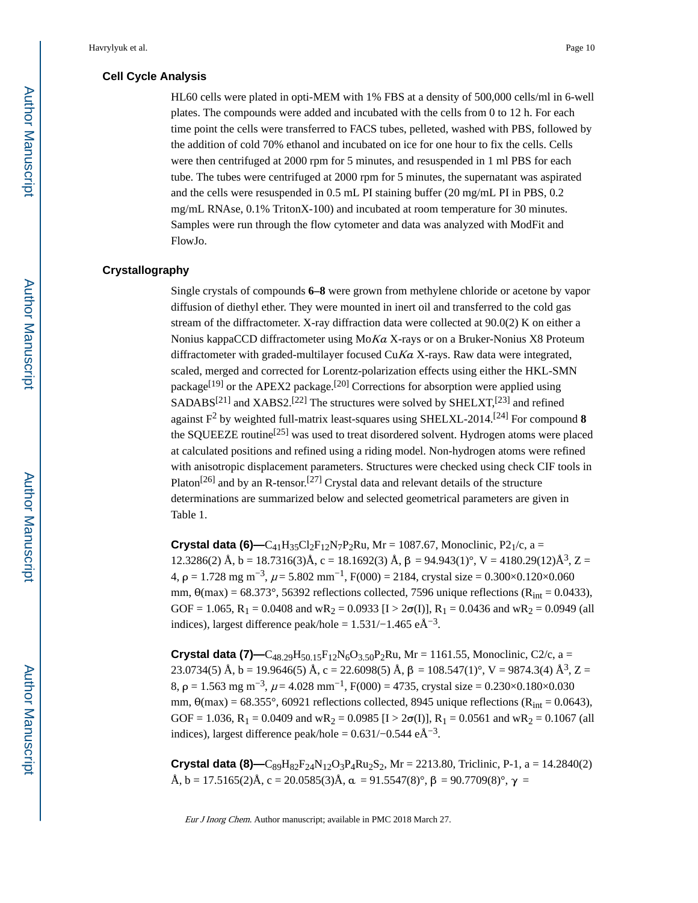### Cell Cycle Analysis

HL60 cells were plated in opti-MEM with 1% FBS at a density of 500,000 cells/ml in 6-well plates. The compounds were added and incubated with the cells from 0 to 12 h. For each time point the cells were transferred to FACS tubes, pelleted, washed with PBS, followed by the addition of cold 70% ethanol and incubated on ice for one hour to fix the cells. Cells were then centrifuged at 2000 rpm for 5 minutes, and resuspended in 1 ml PBS for each tube. The tubes were centrifuged at 2000 rpm for 5 minutes, the supernatant was aspirated and the cells were resuspended in 0.5 mL PI staining buffer (20 mg/mL PI in PBS, 0.2 mg/mL RNAse, 0.1% TritonX-100) and incubated at room temperature for 30 minutes. Samples were run through the flow cytometer and data was analyzed with ModFit and FlowJo.

### Crystallography

Single crystals of compounds **6–8** were grown from methylene chloride or acetone by vapor diffusion of diethyl ether. They were mounted in inert oil and transferred to the cold gas stream of the diffractometer. X-ray diffraction data were collected at 90.0(2) K on either a Nonius kappaCCD diffractometer using Mo$K\alpha$ X-rays or on a Bruker-Nonius X8 Proteum diffractometer with graded-multilayer focused Cu$K\alpha$ X-rays. Raw data were integrated, scaled, merged and corrected for Lorentz-polarization effects using either the HKL-SMN package[19] or the APEX2 package.[20] Corrections for absorption were applied using SADABS[21] and XABS2.[22] The structures were solved by SHELXT,[23] and refined against $F^2$ by weighted full-matrix least-squares using SHELXL-2014.[24] For compound **8** the SQUEEZE routine[25] was used to treat disordered solvent. Hydrogen atoms were placed at calculated positions and refined using a riding model. Non-hydrogen atoms were refined with anisotropic displacement parameters. Structures were checked using check CIF tools in Platon[26] and by an R-tensor.[27] Crystal data and relevant details of the structure determinations are summarized below and selected geometrical parameters are given in Table 1.

**Crystal data (6)—**$C_{41}H_{35}Cl_2F_{12}N_7P_2Ru$, Mr = 1087.67, Monoclinic, $P2_1/c$, a = 12.3286(2) Å, b = 18.7316(3)Å, c = 18.1692(3) Å, β = 94.943(1)°, V = 4180.29(12)Å$^3$, Z = 4, ρ = 1.728 mg m$^{-3}$, $\mu$ = 5.802 mm$^{-1}$, F(000) = 2184, crystal size = 0.300×0.120×0.060 mm, θ(max) = 68.373°, 56392 reflections collected, 7596 unique reflections ($R_{int}$ = 0.0433), GOF = 1.065, $R_1$ = 0.0408 and $wR_2$ = 0.0933 [I > 2σ(I)], $R_1$ = 0.0436 and $wR_2$ = 0.0949 (all indices), largest difference peak/hole = 1.531/−1.465 eÅ$^{-3}$.

**Crystal data (7)—**$C_{48.29}H_{50.15}F_{12}N_6O_{3.50}P_2Ru$, Mr = 1161.55, Monoclinic, C2/c, a = 23.0734(5) Å, b = 19.9646(5) Å, c = 22.6098(5) Å, β = 108.547(1)°, V = 9874.3(4) Å$^3$, Z = 8, ρ = 1.563 mg m$^{-3}$, $\mu$ = 4.028 mm$^{-1}$, F(000) = 4735, crystal size = 0.230×0.180×0.030 mm, θ(max) = 68.355°, 60921 reflections collected, 8945 unique reflections ($R_{int}$ = 0.0643), GOF = 1.036, $R_1$ = 0.0409 and $wR_2$ = 0.0985 [I > 2σ(I)], $R_1$ = 0.0561 and $wR_2$ = 0.1067 (all indices), largest difference peak/hole = 0.631/−0.544 eÅ$^{-3}$.

**Crystal data (8)—**$C_{89}H_{82}F_{24}N_{12}O_3P_4Ru_2S_2$, Mr = 2213.80, Triclinic, P-1, a = 14.2840(2) Å, b = 17.5165(2)Å, c = 20.0585(3)Å, α = 91.5547(8)°, β = 90.7709(8)°, γ =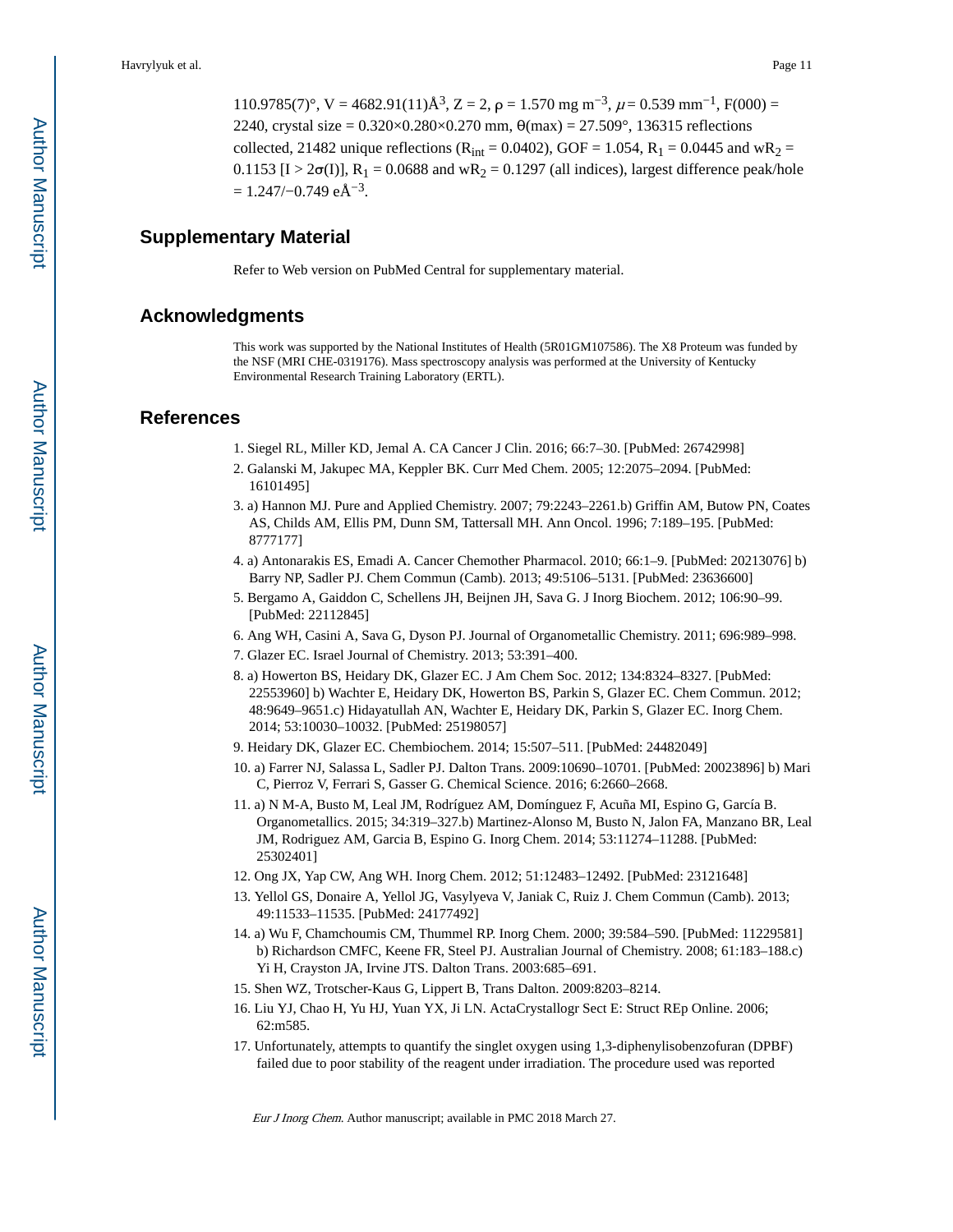110.9785(7)°, V = 4682.91(11)Å$^3$, Z = 2, ρ = 1.570 mg m$^{-3}$, $\mu$ = 0.539 mm$^{-1}$, F(000) = 2240, crystal size = 0.320×0.280×0.270 mm, Θ(max) = 27.509°, 136315 reflections collected, 21482 unique reflections ($R_{int}$ = 0.0402), GOF = 1.054, $R_1$ = 0.0445 and $wR_2$ = 0.1153 [I > 2σ(I)], $R_1$ = 0.0688 and $wR_2$ = 0.1297 (all indices), largest difference peak/hole = 1.247/−0.749 eÅ$^{-3}$.

## Supplementary Material

Refer to Web version on PubMed Central for supplementary material.

## Acknowledgments

This work was supported by the National Institutes of Health (5R01GM107586). The X8 Proteum was funded by the NSF (MRI CHE-0319176). Mass spectroscopy analysis was performed at the University of Kentucky Environmental Research Training Laboratory (ERTL).

## References

1. Siegel RL, Miller KD, Jemal A. CA Cancer J Clin. 2016; 66:7–30. [PubMed: 26742998]
2. Galanski M, Jakupec MA, Keppler BK. Curr Med Chem. 2005; 12:2075–2094. [PubMed: 16101495]
3. a) Hannon MJ. Pure and Applied Chemistry. 2007; 79:2243–2261.b) Griffin AM, Butow PN, Coates AS, Childs AM, Ellis PM, Dunn SM, Tattersall MH. Ann Oncol. 1996; 7:189–195. [PubMed: 8777177]
4. a) Antonarakis ES, Emadi A. Cancer Chemother Pharmacol. 2010; 66:1–9. [PubMed: 20213076] b) Barry NP, Sadler PJ. Chem Commun (Camb). 2013; 49:5106–5131. [PubMed: 23636600]
5. Bergamo A, Gaiddon C, Schellens JH, Beijnen JH, Sava G. J Inorg Biochem. 2012; 106:90–99. [PubMed: 22112845]
6. Ang WH, Casini A, Sava G, Dyson PJ. Journal of Organometallic Chemistry. 2011; 696:989–998.
7. Glazer EC. Israel Journal of Chemistry. 2013; 53:391–400.
8. a) Howerton BS, Heidary DK, Glazer EC. J Am Chem Soc. 2012; 134:8324–8327. [PubMed: 22553960] b) Wachter E, Heidary DK, Howerton BS, Parkin S, Glazer EC. Chem Commun. 2012; 48:9649–9651.c) Hidayatullah AN, Wachter E, Heidary DK, Parkin S, Glazer EC. Inorg Chem. 2014; 53:10030–10032. [PubMed: 25198057]
9. Heidary DK, Glazer EC. Chembiochem. 2014; 15:507–511. [PubMed: 24482049]
10. a) Farrer NJ, Salassa L, Sadler PJ. Dalton Trans. 2009:10690–10701. [PubMed: 20023896] b) Mari C, Pierroz V, Ferrari S, Gasser G. Chemical Science. 2016; 6:2660–2668.
11. a) N M-A, Busto M, Leal JM, Rodríguez AM, Domínguez F, Acuña MI, Espino G, García B. Organometallics. 2015; 34:319–327.b) Martinez-Alonso M, Busto N, Jalon FA, Manzano BR, Leal JM, Rodriguez AM, Garcia B, Espino G. Inorg Chem. 2014; 53:11274–11288. [PubMed: 25302401]
12. Ong JX, Yap CW, Ang WH. Inorg Chem. 2012; 51:12483–12492. [PubMed: 23121648]
13. Yellol GS, Donaire A, Yellol JG, Vasylyeva V, Janiak C, Ruiz J. Chem Commun (Camb). 2013; 49:11533–11535. [PubMed: 24177492]
14. a) Wu F, Chamchoumis CM, Thummel RP. Inorg Chem. 2000; 39:584–590. [PubMed: 11229581] b) Richardson CMFC, Keene FR, Steel PJ. Australian Journal of Chemistry. 2008; 61:183–188.c) Yi H, Crayston JA, Irvine JTS. Dalton Trans. 2003:685–691.
15. Shen WZ, Trotscher-Kaus G, Lippert B, Trans Dalton. 2009:8203–8214.
16. Liu YJ, Chao H, Yu HJ, Yuan YX, Ji LN. ActaCrystallogr Sect E: Struct REp Online. 2006; 62:m585.
17. Unfortunately, attempts to quantify the singlet oxygen using 1,3-diphenylisobenzofuran (DPBF) failed due to poor stability of the reagent under irradiation. The procedure used was reported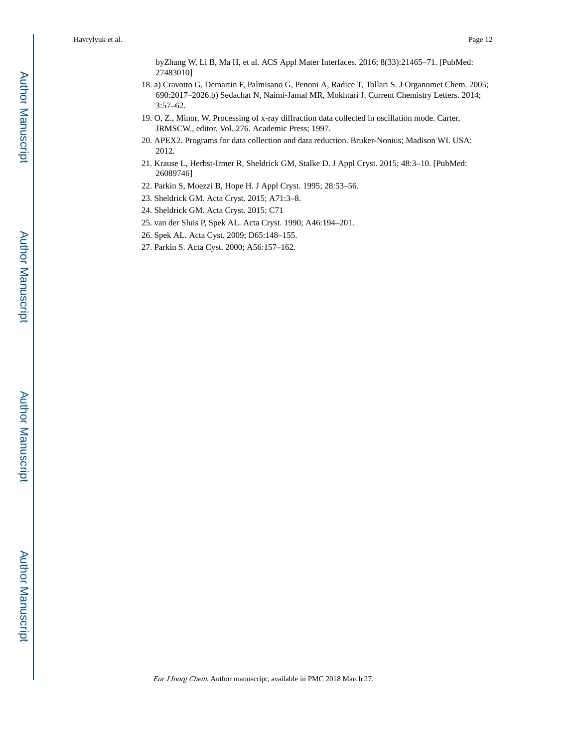byZhang W, Li B, Ma H, et al. ACS Appl Mater Interfaces. 2016; 8(33):21465–71. [PubMed: 27483010]

18. a) Cravotto G, Demartin F, Palmisano G, Penoni A, Radice T, Tollari S. J Organomet Chem. 2005; 690:2017–2026.b) Sedachat N, Naimi-Jamal MR, Mokhtari J. Current Chemistry Letters. 2014; 3:57–62.
19. O, Z., Minor, W. Processing of x-ray diffraction data collected in oscillation mode. Carter, JRMSCW., editor. Vol. 276. Academic Press; 1997.
20. APEX2. Programs for data collection and data reduction. Bruker-Nonius; Madison WI. USA: 2012.
21. Krause L, Herbst-Irmer R, Sheldrick GM, Stalke D. J Appl Cryst. 2015; 48:3–10. [PubMed: 26089746]
22. Parkin S, Moezzi B, Hope H. J Appl Cryst. 1995; 28:53–56.
23. Sheldrick GM. Acta Cryst. 2015; A71:3–8.
24. Sheldrick GM. Acta Cryst. 2015; C71
25. van der Sluis P, Spek AL. Acta Cryst. 1990; A46:194–201.
26. Spek AL. Acta Cyst. 2009; D65:148–155.
27. Parkin S. Acta Cyst. 2000; A56:157–162.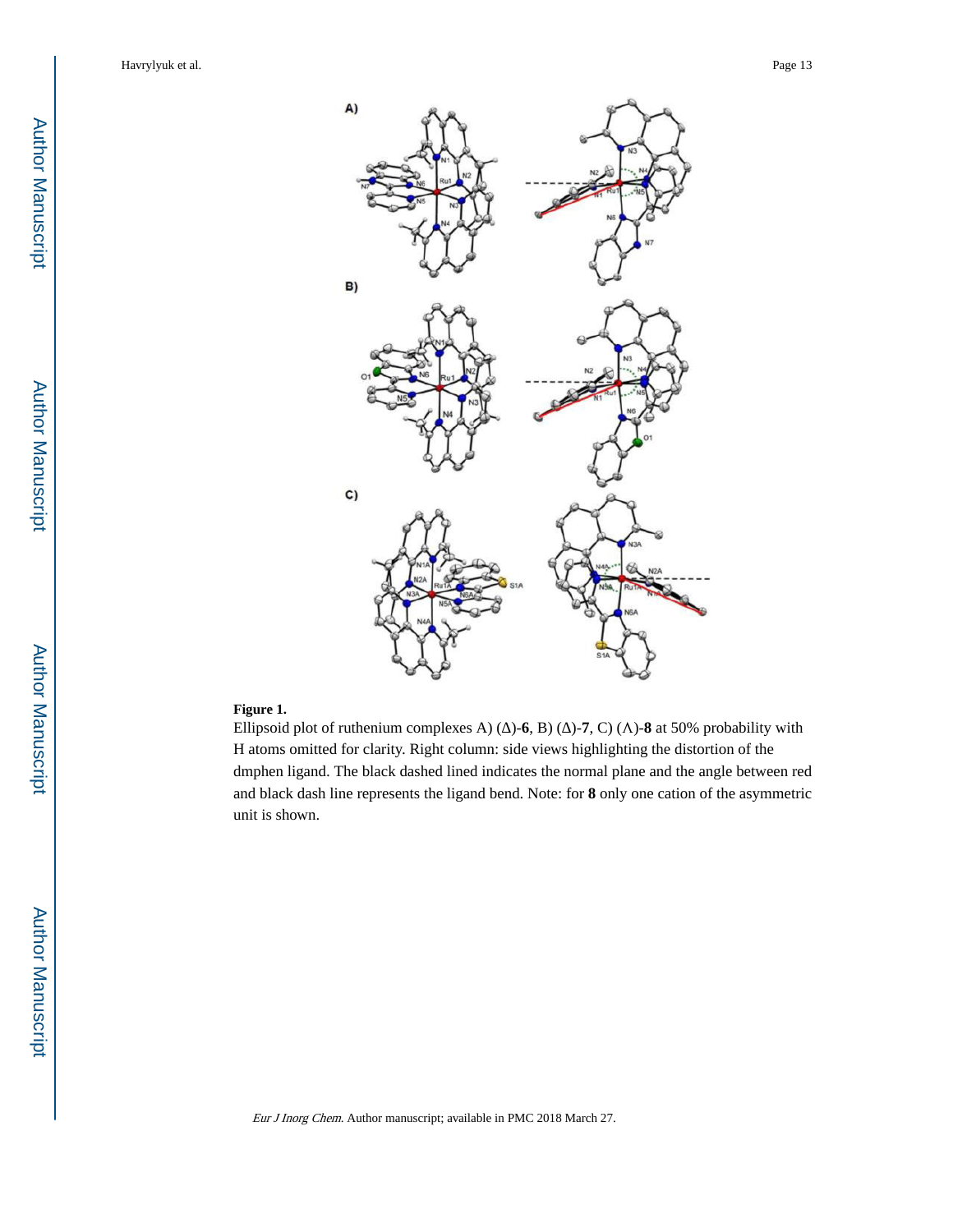**Figure 1.**

Ellipsoid plot of ruthenium complexes A) (Δ)-**6**, B) (Δ)-**7**, C) (Λ)-**8** at 50% probability with H atoms omitted for clarity. Right column: side views highlighting the distortion of the dmphen ligand. The black dashed lined indicates the normal plane and the angle between red and black dash line represents the ligand bend. Note: for **8** only one cation of the asymmetric unit is shown.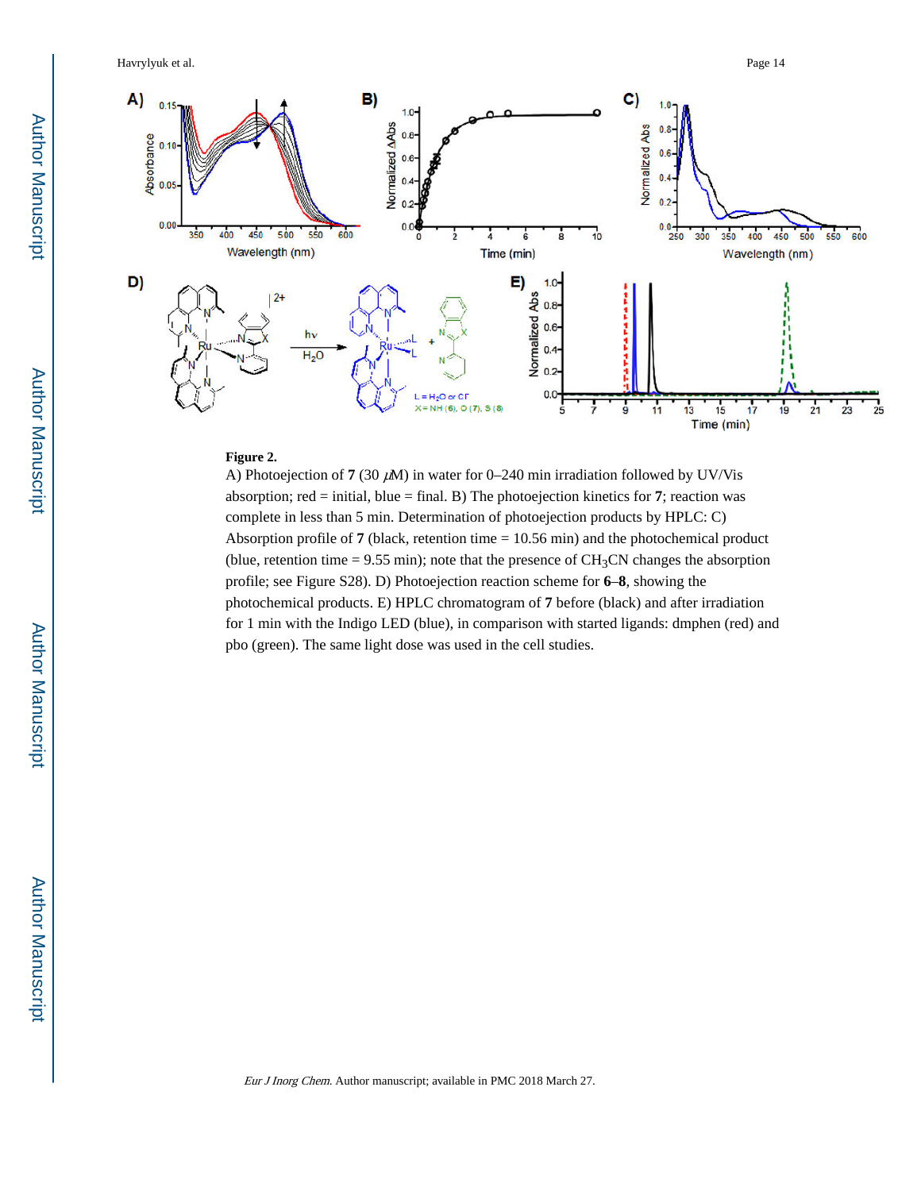**Figure 2.**

A) Photoejection of **7** (30 $\mu M$) in water for 0–240 min irradiation followed by UV/Vis absorption; red = initial, blue = final. B) The photoejection kinetics for **7**; reaction was complete in less than 5 min. Determination of photoejection products by HPLC: C) Absorption profile of **7** (black, retention time = 10.56 min) and the photochemical product (blue, retention time = 9.55 min); note that the presence of $CH_3CN$ changes the absorption profile; see Figure S28). D) Photoejection reaction scheme for **6**–**8**, showing the photochemical products. E) HPLC chromatogram of **7** before (black) and after irradiation for 1 min with the Indigo LED (blue), in comparison with started ligands: dmphen (red) and pbo (green). The same light dose was used in the cell studies.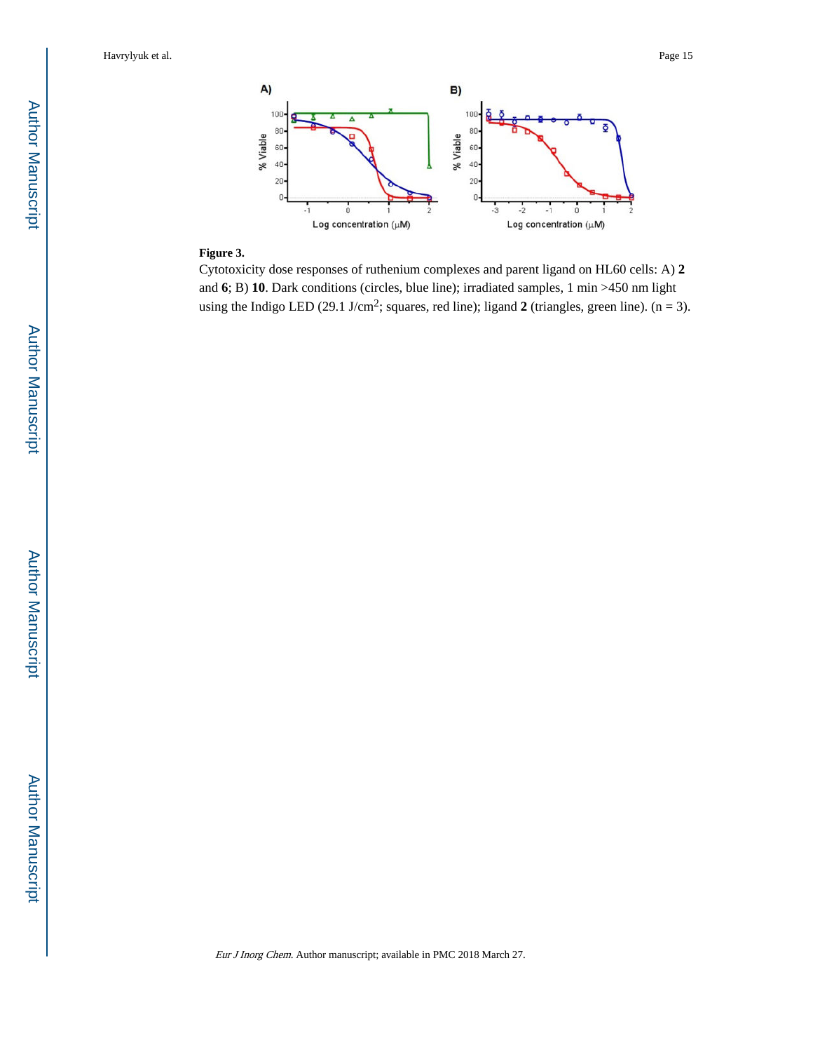**Figure 3.**

Cytotoxicity dose responses of ruthenium complexes and parent ligand on HL60 cells: A) **2** and **6**; B) **10**. Dark conditions (circles, blue line); irradiated samples, 1 min >450 nm light using the Indigo LED (29.1 J/cm$^2$; squares, red line); ligand **2** (triangles, green line). (n = 3).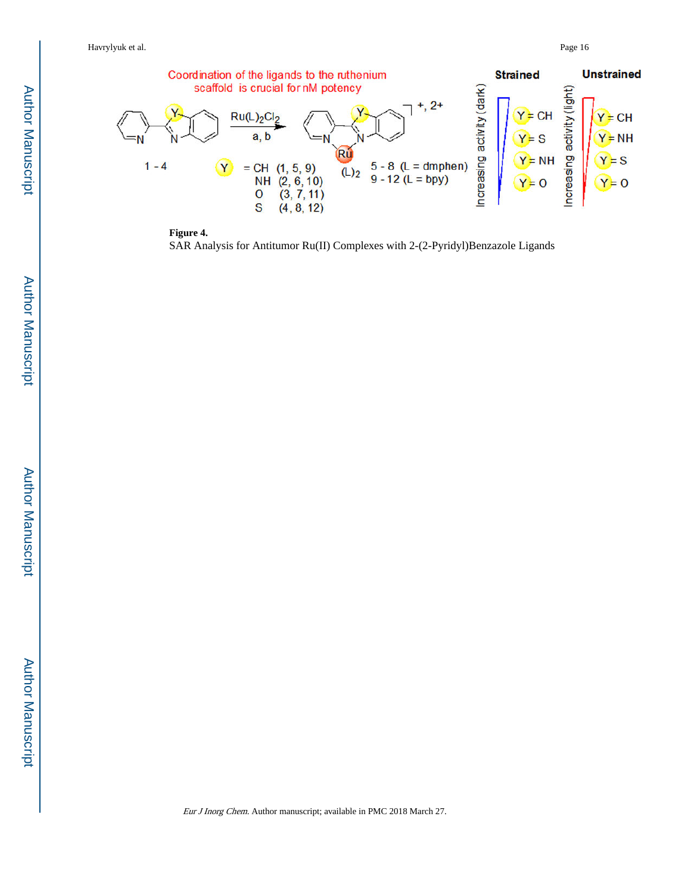Coordination of the ligands to the ruthenium scaffold is crucial for nM potency

$Ru(L)_2Cl_2$

a, b

1 - 4

Y = CH (1, 5, 9)
NH (2, 6, 10)
O (3, 7, 11)
S (4, 8, 12)

$(L)_2$

+, 2+

5 - 8 (L = dmphen)
9 - 12 (L = bpy)

**Strained**

Increasing activity (dark)

Y = CH
Y = S
Y = NH
Y = O

**Unstrained**

Increasing activity (light)

Y = CH
Y = NH
Y = S
Y = O

**Figure 4.**

SAR Analysis for Antitumor Ru(II) Complexes with 2-(2-Pyridyl)Benzazole Ligands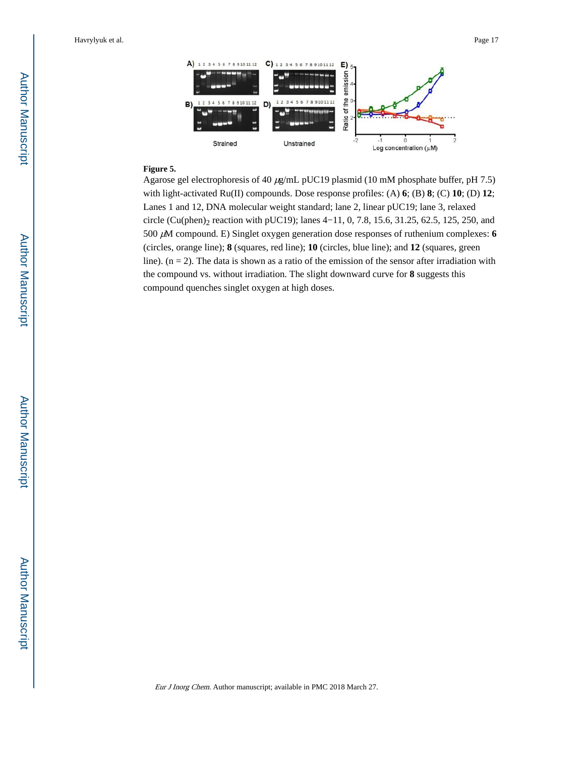**Figure 5.**

Agarose gel electrophoresis of 40 $\mu$g/mL pUC19 plasmid (10 mM phosphate buffer, pH 7.5) with light-activated Ru(II) compounds. Dose response profiles: (A) **6**; (B) **8**; (C) **10**; (D) **12**; Lanes 1 and 12, DNA molecular weight standard; lane 2, linear pUC19; lane 3, relaxed circle ($Cu(phen)_2$ reaction with pUC19); lanes 4−11, 0, 7.8, 15.6, 31.25, 62.5, 125, 250, and 500 $\mu$M compound. E) Singlet oxygen generation dose responses of ruthenium complexes: **6** (circles, orange line); **8** (squares, red line); **10** (circles, blue line); and **12** (squares, green line). (n = 2). The data is shown as a ratio of the emission of the sensor after irradiation with the compound vs. without irradiation. The slight downward curve for **8** suggests this compound quenches singlet oxygen at high doses.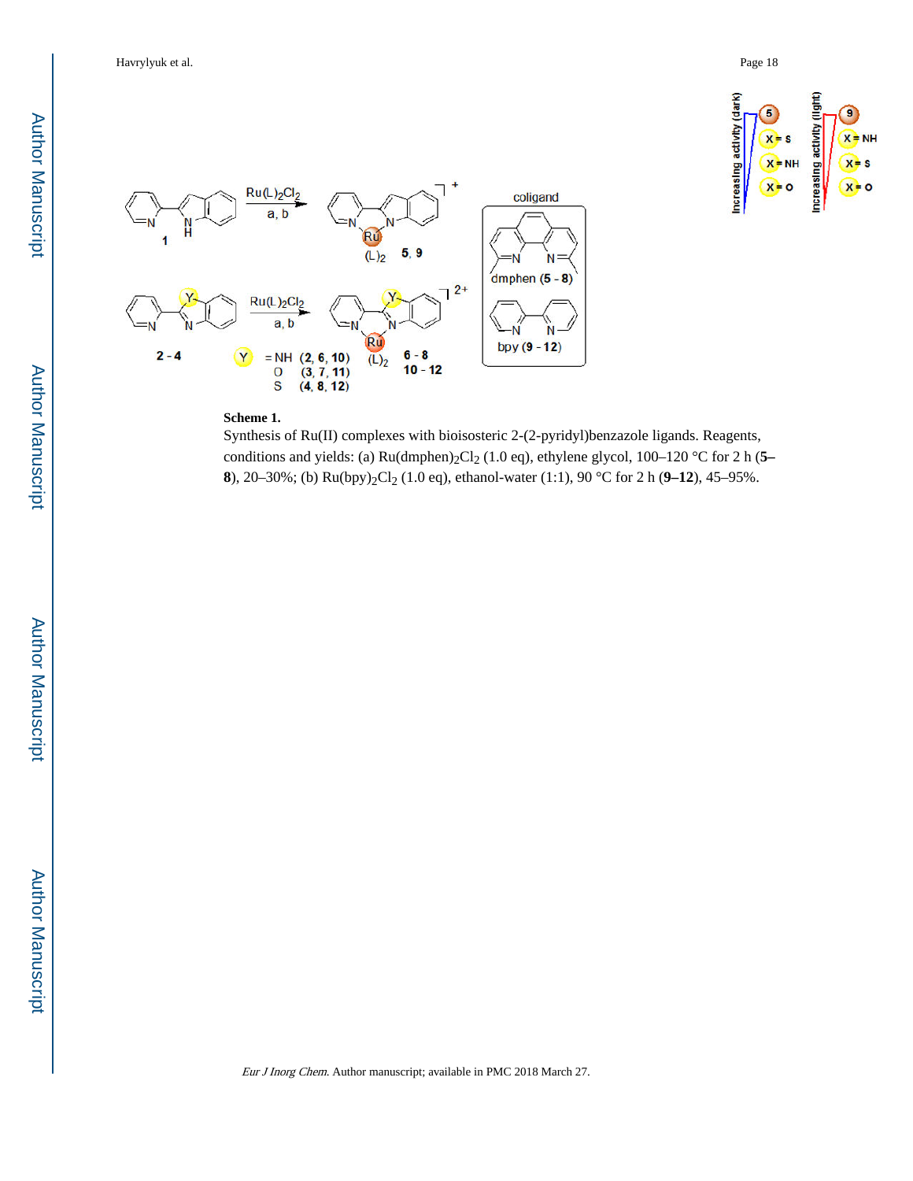**Scheme 1.**

Synthesis of Ru(II) complexes with bioisosteric 2-(2-pyridyl)benzazole ligands. Reagents, conditions and yields: (a) $Ru(dmphen)_2Cl_2$ (1.0 eq), ethylene glycol, 100–120 °C for 2 h (**5–8**), 20–30%; (b) $Ru(bpy)_2Cl_2$ (1.0 eq), ethanol-water (1:1), 90 °C for 2 h (**9–12**), 45–95%.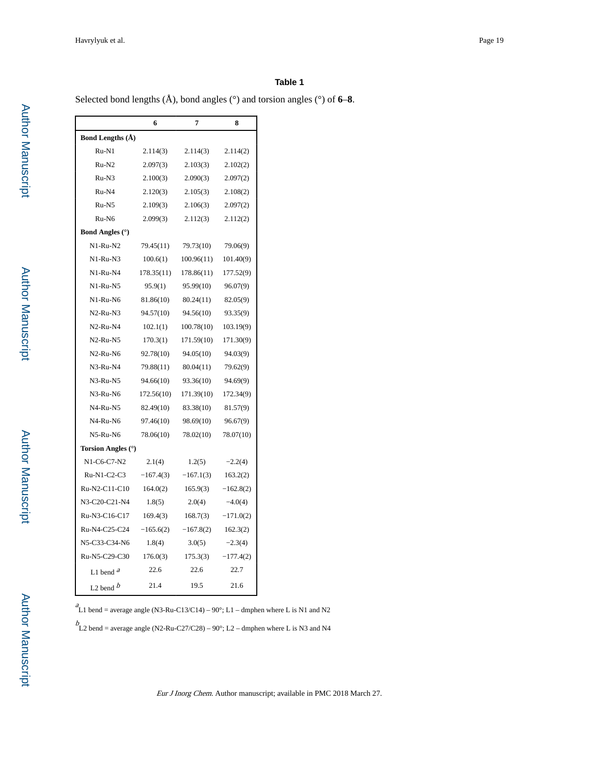**Table 1**

Selected bond lengths (Å), bond angles (°) and torsion angles (°) of **6**–**8**.

| | 6 | 7 | 8 |
|---|---|---|---|
| **Bond Lengths (Å)** | | | |
| Ru-N1 | 2.114(3) | 2.114(3) | 2.114(2) |
| Ru-N2 | 2.097(3) | 2.103(3) | 2.102(2) |
| Ru-N3 | 2.100(3) | 2.090(3) | 2.097(2) |
| Ru-N4 | 2.120(3) | 2.105(3) | 2.108(2) |
| Ru-N5 | 2.109(3) | 2.106(3) | 2.097(2) |
| Ru-N6 | 2.099(3) | 2.112(3) | 2.112(2) |
| **Bond Angles (°)** | | | |
| N1-Ru-N2 | 79.45(11) | 79.73(10) | 79.06(9) |
| N1-Ru-N3 | 100.6(1) | 100.96(11) | 101.40(9) |
| N1-Ru-N4 | 178.35(11) | 178.86(11) | 177.52(9) |
| N1-Ru-N5 | 95.9(1) | 95.99(10) | 96.07(9) |
| N1-Ru-N6 | 81.86(10) | 80.24(11) | 82.05(9) |
| N2-Ru-N3 | 94.57(10) | 94.56(10) | 93.35(9) |
| N2-Ru-N4 | 102.1(1) | 100.78(10) | 103.19(9) |
| N2-Ru-N5 | 170.3(1) | 171.59(10) | 171.30(9) |
| N2-Ru-N6 | 92.78(10) | 94.05(10) | 94.03(9) |
| N3-Ru-N4 | 79.88(11) | 80.04(11) | 79.62(9) |
| N3-Ru-N5 | 94.66(10) | 93.36(10) | 94.69(9) |
| N3-Ru-N6 | 172.56(10) | 171.39(10) | 172.34(9) |
| N4-Ru-N5 | 82.49(10) | 83.38(10) | 81.57(9) |
| N4-Ru-N6 | 97.46(10) | 98.69(10) | 96.67(9) |
| N5-Ru-N6 | 78.06(10) | 78.02(10) | 78.07(10) |
| **Torsion Angles (°)** | | | |
| N1-C6-C7-N2 | 2.1(4) | 1.2(5) | −2.2(4) |
| Ru-N1-C2-C3 | −167.4(3) | −167.1(3) | 163.2(2) |
| Ru-N2-C11-C10 | 164.0(2) | 165.9(3) | −162.8(2) |
| N3-C20-C21-N4 | 1.8(5) | 2.0(4) | −4.0(4) |
| Ru-N3-C16-C17 | 169.4(3) | 168.7(3) | −171.0(2) |
| Ru-N4-C25-C24 | −165.6(2) | −167.8(2) | 162.3(2) |
| N5-C33-C34-N6 | 1.8(4) | 3.0(5) | −2.3(4) |
| Ru-N5-C29-C30 | 176.0(3) | 175.3(3) | −177.4(2) |
| L1 bend [a] | 22.6 | 22.6 | 22.7 |
| L2 bend [b] | 21.4 | 19.5 | 21.6 |

[a] L1 bend = average angle (N3-Ru-C13/C14) – 90°; L1 – dmphen where L is N1 and N2

[b] L2 bend = average angle (N2-Ru-C27/C28) – 90°; L2 – dmphen where L is N3 and N4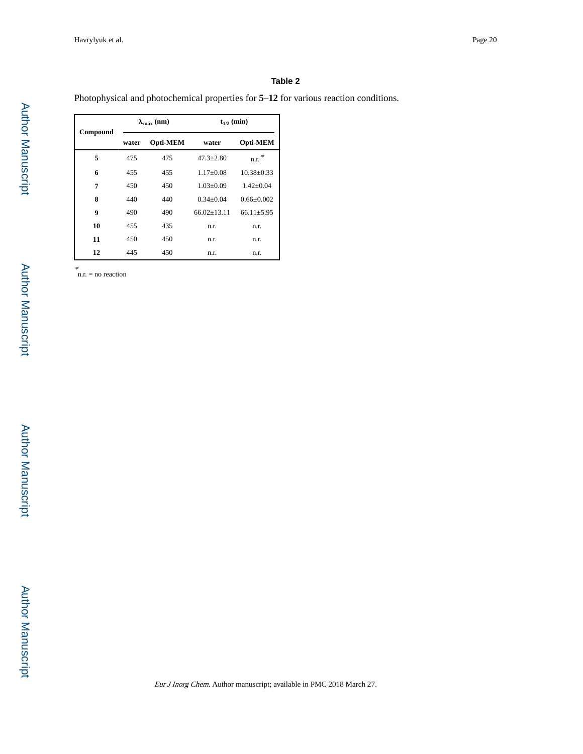## Table 2

Photophysical and photochemical properties for **5**–**12** for various reaction conditions.

| Compound | $\lambda_{max}$ (nm) | | $t_{1/2}$ (min) | |
|---|---|---|---|---|
| | water | Opti-MEM | water | Opti-MEM |
| **5** | 475 | 475 | 47.3±2.80 | n.r.* |
| **6** | 455 | 455 | 1.17±0.08 | 10.38±0.33 |
| **7** | 450 | 450 | 1.03±0.09 | 1.42±0.04 |
| **8** | 440 | 440 | 0.34±0.04 | 0.66±0.002 |
| **9** | 490 | 490 | 66.02±13.11 | 66.11±5.95 |
| **10** | 455 | 435 | n.r. | n.r. |
| **11** | 450 | 450 | n.r. | n.r. |
| **12** | 445 | 450 | n.r. | n.r. |

*n.r. = no reaction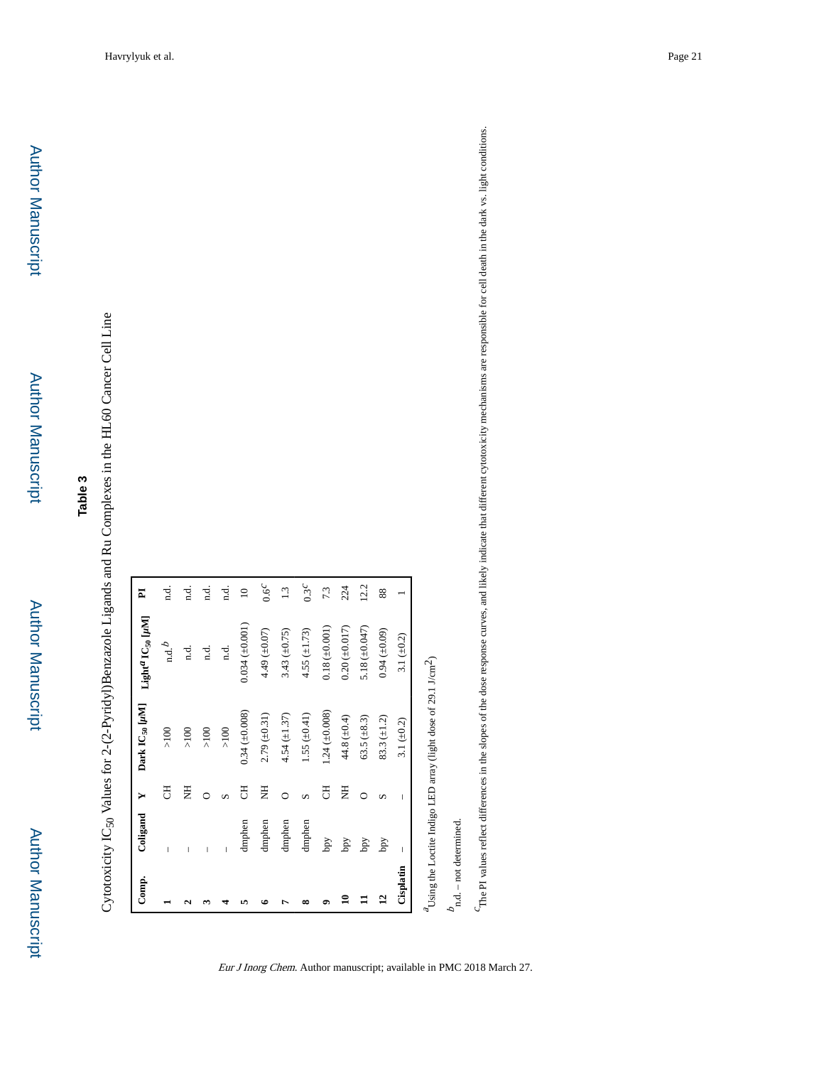# Table 3

Cytotoxicity $IC_{50}$ Values for 2-(2-Pyridyl)Benzazole Ligands and Ru Complexes in the HL60 Cancer Cell Line

| Comp. | Coligand | Y | Dark $IC_{50}$ [$\mu$M] | Light[a] $IC_{50}$ [$\mu$M] | PI |
|---|---|---|---|---|---|
| **1** | – | CH | >100 | n.d.[b] | n.d. |
| **2** | – | NH | >100 | n.d. | n.d. |
| **3** | – | O | >100 | n.d. | n.d. |
| **4** | – | S | >100 | n.d. | n.d. |
| **5** | dmphen | CH | 0.34 (±0.008) | 0.034 (±0.001) | 10 |
| **6** | dmphen | NH | 2.79 (±0.31) | 4.49 (±0.07) | 0.6[c] |
| **7** | dmphen | O | 4.54 (±1.37) | 3.43 (±0.75) | 1.3 |
| **8** | dmphen | S | 1.55 (±0.41) | 4.55 (±1.73) | 0.3[c] |
| **9** | bpy | CH | 1.24 (±0.008) | 0.18 (±0.001) | 7.3 |
| **10** | bpy | NH | 44.8 (±0.4) | 0.20 (±0.017) | 224 |
| **11** | bpy | O | 63.5 (±8.3) | 5.18 (±0.047) | 12.2 |
| **12** | bpy | S | 83.3 (±1.2) | 0.94 (±0.09) | 88 |
| **Cisplatin** | – | – | 3.1 (±0.2) | 3.1 (±0.2) | 1 |

[a] Using the Loctite Indigo LED array (light dose of 29.1 $J/cm^2$)

[b] n.d. – not determined.

[c] The PI values reflect differences in the slopes of the dose response curves, and likely indicate that different cytotoxicity mechanisms are responsible for cell death in the dark vs. light conditions.